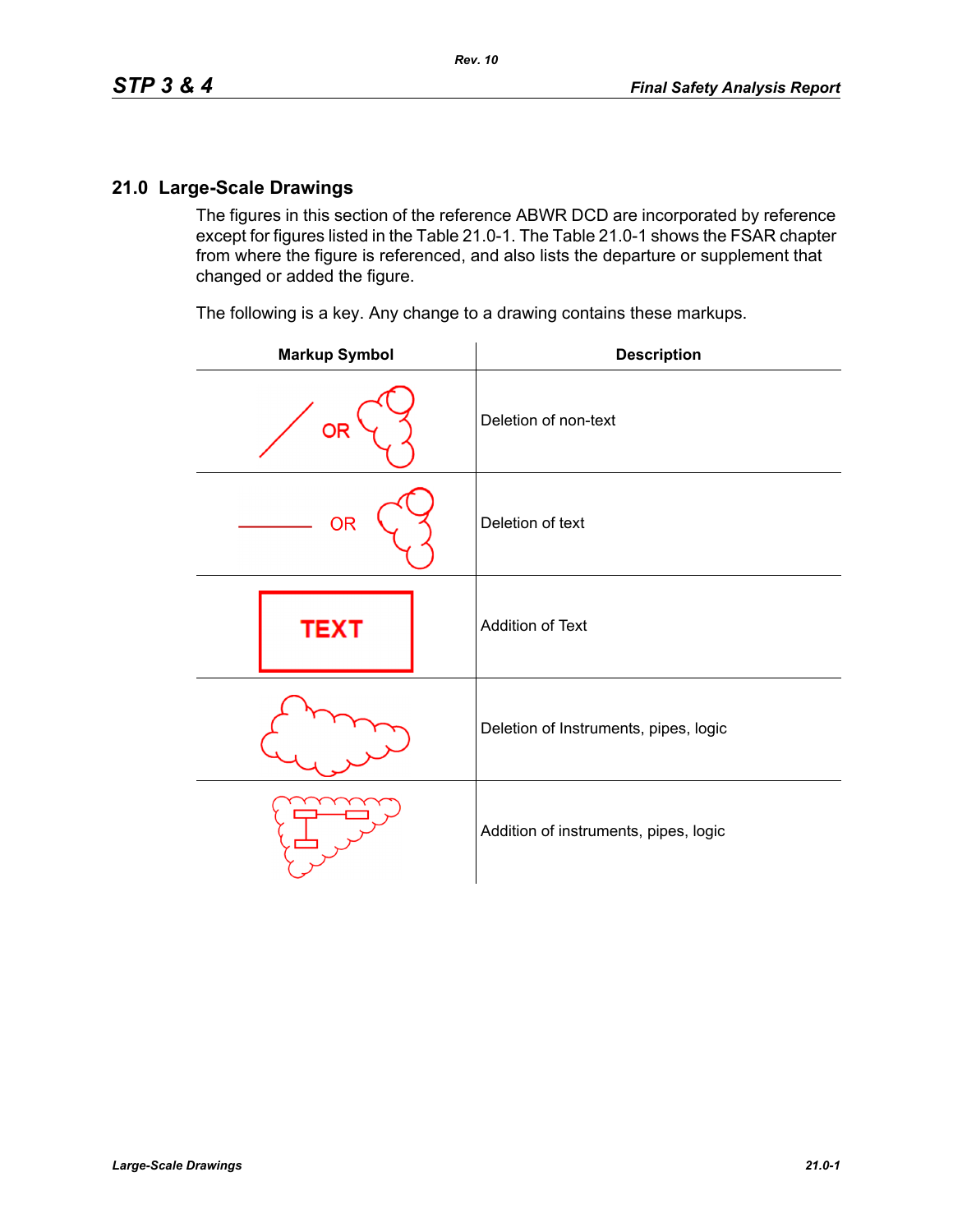## 21.0 Large-Scale Drawings

The figures in this section of the reference ABWR DCD are incorporated by reference except for figures listed in the Table 21.0-1. The Table 21.0-1 shows the FSAR chapter from where the figure is referenced, and also lists the departure or supplement that changed or added the figure.

The following is a key. Any change to a drawing contains these markups.

| Markup Symbol | Description |
| --- | --- |
| / OR (cloud) | Deletion of non-text |
| —— OR (cloud) | Deletion of text |
| TEXT | Addition of Text |
| (cloud) | Deletion of Instruments, pipes, logic |
| (cloud with symbols) | Addition of instruments, pipes, logic |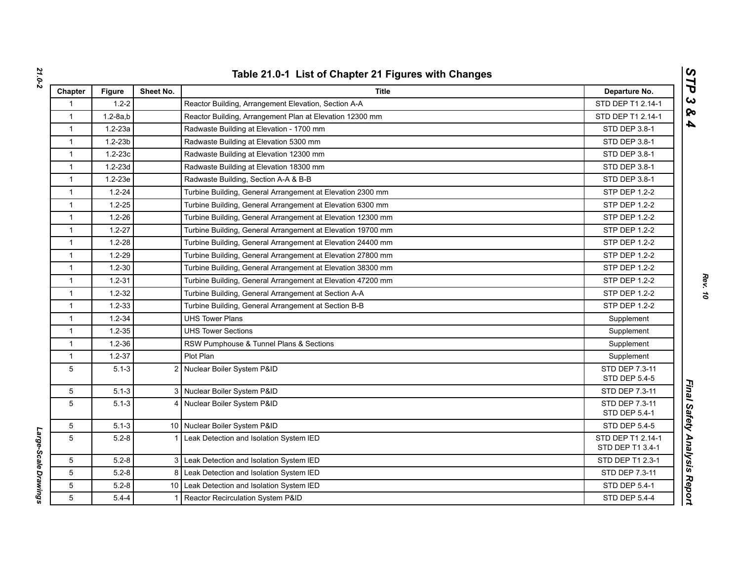# Table 21.0-1 List of Chapter 21 Figures with Changes

| Chapter | Figure | Sheet No. | Title | Departure No. |
|---|---|---|---|---|
| 1 | 1.2-2 | | Reactor Building, Arrangement Elevation, Section A-A | STD DEP T1 2.14-1 |
| 1 | 1.2-8a,b | | Reactor Building, Arrangement Plan at Elevation 12300 mm | STD DEP T1 2.14-1 |
| 1 | 1.2-23a | | Radwaste Building at Elevation - 1700 mm | STD DEP 3.8-1 |
| 1 | 1.2-23b | | Radwaste Building at Elevation 5300 mm | STD DEP 3.8-1 |
| 1 | 1.2-23c | | Radwaste Building at Elevation 12300 mm | STD DEP 3.8-1 |
| 1 | 1.2-23d | | Radwaste Building at Elevation 18300 mm | STD DEP 3.8-1 |
| 1 | 1.2-23e | | Radwaste Building, Section A-A & B-B | STD DEP 3.8-1 |
| 1 | 1.2-24 | | Turbine Building, General Arrangement at Elevation 2300 mm | STP DEP 1.2-2 |
| 1 | 1.2-25 | | Turbine Building, General Arrangement at Elevation 6300 mm | STP DEP 1.2-2 |
| 1 | 1.2-26 | | Turbine Building, General Arrangement at Elevation 12300 mm | STP DEP 1.2-2 |
| 1 | 1.2-27 | | Turbine Building, General Arrangement at Elevation 19700 mm | STP DEP 1.2-2 |
| 1 | 1.2-28 | | Turbine Building, General Arrangement at Elevation 24400 mm | STP DEP 1.2-2 |
| 1 | 1.2-29 | | Turbine Building, General Arrangement at Elevation 27800 mm | STP DEP 1.2-2 |
| 1 | 1.2-30 | | Turbine Building, General Arrangement at Elevation 38300 mm | STP DEP 1.2-2 |
| 1 | 1.2-31 | | Turbine Building, General Arrangement at Elevation 47200 mm | STP DEP 1.2-2 |
| 1 | 1.2-32 | | Turbine Building, General Arrangement at Section A-A | STP DEP 1.2-2 |
| 1 | 1.2-33 | | Turbine Building, General Arrangement at Section B-B | STP DEP 1.2-2 |
| 1 | 1.2-34 | | UHS Tower Plans | Supplement |
| 1 | 1.2-35 | | UHS Tower Sections | Supplement |
| 1 | 1.2-36 | | RSW Pumphouse & Tunnel Plans & Sections | Supplement |
| 1 | 1.2-37 | | Plot Plan | Supplement |
| 5 | 5.1-3 | 2 | Nuclear Boiler System P&ID | STD DEP 7.3-11<br>STD DEP 5.4-5 |
| 5 | 5.1-3 | 3 | Nuclear Boiler System P&ID | STD DEP 7.3-11 |
| 5 | 5.1-3 | 4 | Nuclear Boiler System P&ID | STD DEP 7.3-11<br>STD DEP 5.4-1 |
| 5 | 5.1-3 | 10 | Nuclear Boiler System P&ID | STD DEP 5.4-5 |
| 5 | 5.2-8 | 1 | Leak Detection and Isolation System IED | STD DEP T1 2.14-1<br>STD DEP T1 3.4-1 |
| 5 | 5.2-8 | 3 | Leak Detection and Isolation System IED | STD DEP T1 2.3-1 |
| 5 | 5.2-8 | 8 | Leak Detection and Isolation System IED | STD DEP 7.3-11 |
| 5 | 5.2-8 | 10 | Leak Detection and Isolation System IED | STD DEP 5.4-1 |
| 5 | 5.4-4 | 1 | Reactor Recirculation System P&ID | STD DEP 5.4-4 |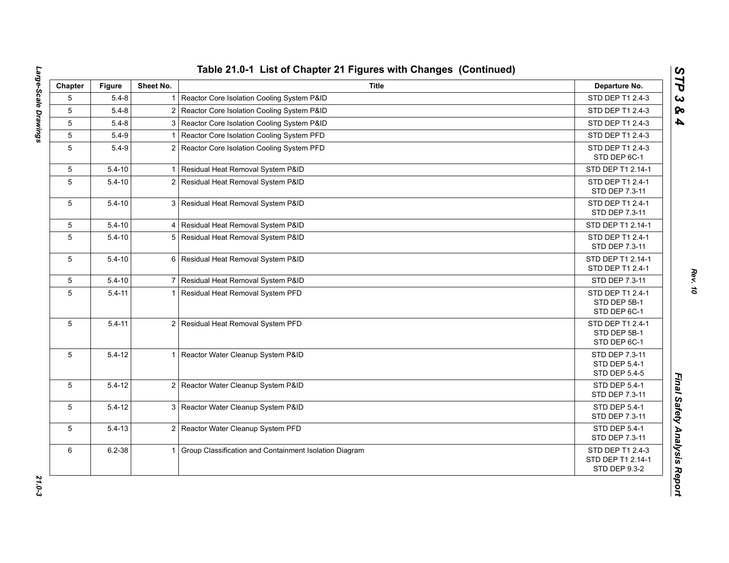## Table 21.0-1 List of Chapter 21 Figures with Changes (Continued)

| Chapter | Figure | Sheet No. | Title | Departure No. |
|---|---|---|---|---|
| 5 | 5.4-8 | 1 | Reactor Core Isolation Cooling System P&ID | STD DEP T1 2.4-3 |
| 5 | 5.4-8 | 2 | Reactor Core Isolation Cooling System P&ID | STD DEP T1 2.4-3 |
| 5 | 5.4-8 | 3 | Reactor Core Isolation Cooling System P&ID | STD DEP T1 2.4-3 |
| 5 | 5.4-9 | 1 | Reactor Core Isolation Cooling System PFD | STD DEP T1 2.4-3 |
| 5 | 5.4-9 | 2 | Reactor Core Isolation Cooling System PFD | STD DEP T1 2.4-3<br>STD DEP 6C-1 |
| 5 | 5.4-10 | 1 | Residual Heat Removal System P&ID | STD DEP T1 2.14-1 |
| 5 | 5.4-10 | 2 | Residual Heat Removal System P&ID | STD DEP T1 2.4-1<br>STD DEP 7.3-11 |
| 5 | 5.4-10 | 3 | Residual Heat Removal System P&ID | STD DEP T1 2.4-1<br>STD DEP 7.3-11 |
| 5 | 5.4-10 | 4 | Residual Heat Removal System P&ID | STD DEP T1 2.14-1 |
| 5 | 5.4-10 | 5 | Residual Heat Removal System P&ID | STD DEP T1 2.4-1<br>STD DEP 7.3-11 |
| 5 | 5.4-10 | 6 | Residual Heat Removal System P&ID | STD DEP T1 2.14-1<br>STD DEP T1 2.4-1 |
| 5 | 5.4-10 | 7 | Residual Heat Removal System P&ID | STD DEP 7.3-11 |
| 5 | 5.4-11 | 1 | Residual Heat Removal System PFD | STD DEP T1 2.4-1<br>STD DEP 5B-1<br>STD DEP 6C-1 |
| 5 | 5.4-11 | 2 | Residual Heat Removal System PFD | STD DEP T1 2.4-1<br>STD DEP 5B-1<br>STD DEP 6C-1 |
| 5 | 5.4-12 | 1 | Reactor Water Cleanup System P&ID | STD DEP 7.3-11<br>STD DEP 5.4-1<br>STD DEP 5.4-5 |
| 5 | 5.4-12 | 2 | Reactor Water Cleanup System P&ID | STD DEP 5.4-1<br>STD DEP 7.3-11 |
| 5 | 5.4-12 | 3 | Reactor Water Cleanup System P&ID | STD DEP 5.4-1<br>STD DEP 7.3-11 |
| 5 | 5.4-13 | 2 | Reactor Water Cleanup System PFD | STD DEP 5.4-1<br>STD DEP 7.3-11 |
| 6 | 6.2-38 | 1 | Group Classification and Containment Isolation Diagram | STD DEP T1 2.4-3<br>STD DEP T1 2.14-1<br>STD DEP 9.3-2 |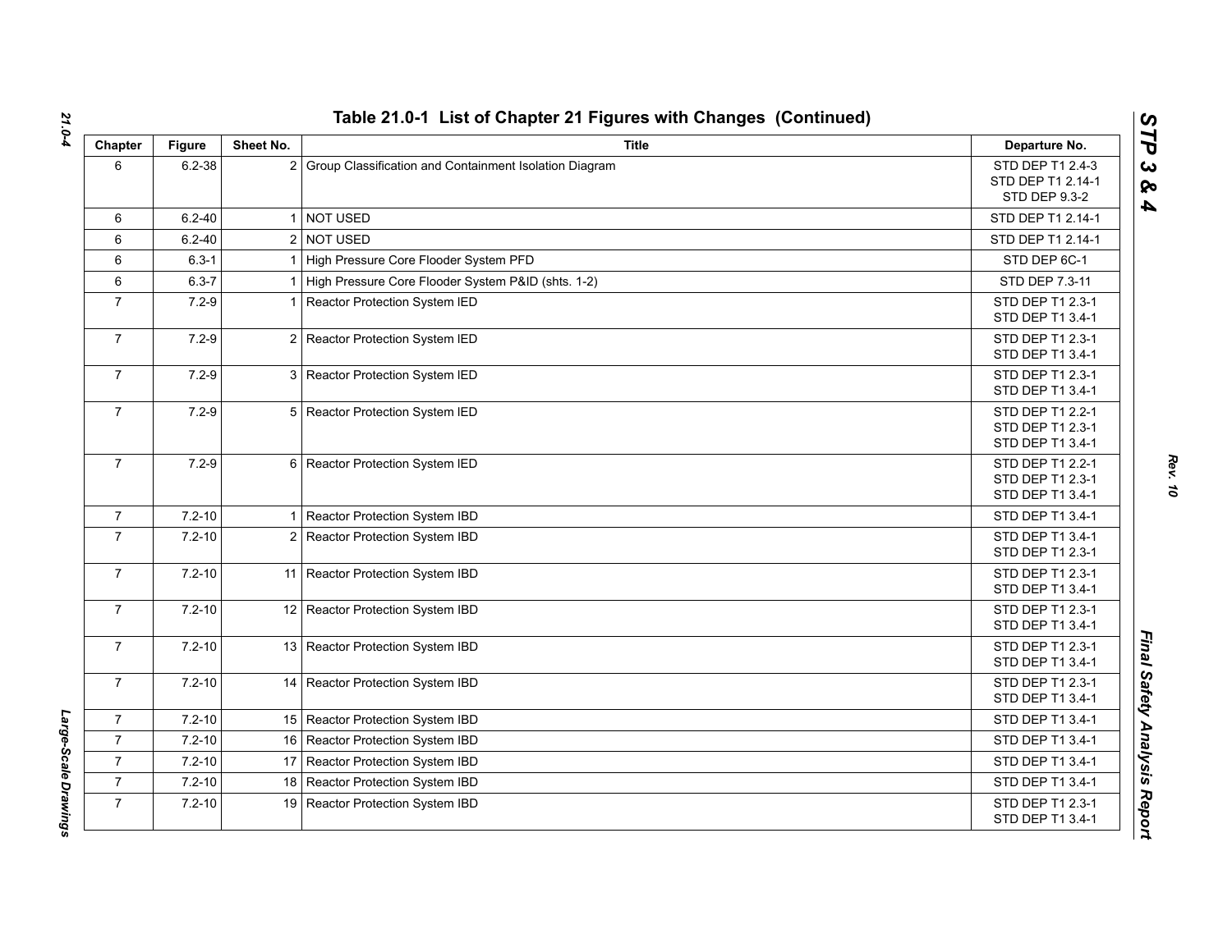## Table 21.0-1 List of Chapter 21 Figures with Changes (Continued)

| Chapter | Figure | Sheet No. | Title | Departure No. |
|---|---|---|---|---|
| 6 | 6.2-38 | 2 | Group Classification and Containment Isolation Diagram | STD DEP T1 2.4-3<br>STD DEP T1 2.14-1<br>STD DEP 9.3-2 |
| 6 | 6.2-40 | 1 | NOT USED | STD DEP T1 2.14-1 |
| 6 | 6.2-40 | 2 | NOT USED | STD DEP T1 2.14-1 |
| 6 | 6.3-1 | 1 | High Pressure Core Flooder System PFD | STD DEP 6C-1 |
| 6 | 6.3-7 | 1 | High Pressure Core Flooder System P&ID (shts. 1-2) | STD DEP 7.3-11 |
| 7 | 7.2-9 | 1 | Reactor Protection System IED | STD DEP T1 2.3-1<br>STD DEP T1 3.4-1 |
| 7 | 7.2-9 | 2 | Reactor Protection System IED | STD DEP T1 2.3-1<br>STD DEP T1 3.4-1 |
| 7 | 7.2-9 | 3 | Reactor Protection System IED | STD DEP T1 2.3-1<br>STD DEP T1 3.4-1 |
| 7 | 7.2-9 | 5 | Reactor Protection System IED | STD DEP T1 2.2-1<br>STD DEP T1 2.3-1<br>STD DEP T1 3.4-1 |
| 7 | 7.2-9 | 6 | Reactor Protection System IED | STD DEP T1 2.2-1<br>STD DEP T1 2.3-1<br>STD DEP T1 3.4-1 |
| 7 | 7.2-10 | 1 | Reactor Protection System IBD | STD DEP T1 3.4-1 |
| 7 | 7.2-10 | 2 | Reactor Protection System IBD | STD DEP T1 3.4-1<br>STD DEP T1 2.3-1 |
| 7 | 7.2-10 | 11 | Reactor Protection System IBD | STD DEP T1 2.3-1<br>STD DEP T1 3.4-1 |
| 7 | 7.2-10 | 12 | Reactor Protection System IBD | STD DEP T1 2.3-1<br>STD DEP T1 3.4-1 |
| 7 | 7.2-10 | 13 | Reactor Protection System IBD | STD DEP T1 2.3-1<br>STD DEP T1 3.4-1 |
| 7 | 7.2-10 | 14 | Reactor Protection System IBD | STD DEP T1 2.3-1<br>STD DEP T1 3.4-1 |
| 7 | 7.2-10 | 15 | Reactor Protection System IBD | STD DEP T1 3.4-1 |
| 7 | 7.2-10 | 16 | Reactor Protection System IBD | STD DEP T1 3.4-1 |
| 7 | 7.2-10 | 17 | Reactor Protection System IBD | STD DEP T1 3.4-1 |
| 7 | 7.2-10 | 18 | Reactor Protection System IBD | STD DEP T1 3.4-1 |
| 7 | 7.2-10 | 19 | Reactor Protection System IBD | STD DEP T1 2.3-1<br>STD DEP T1 3.4-1 |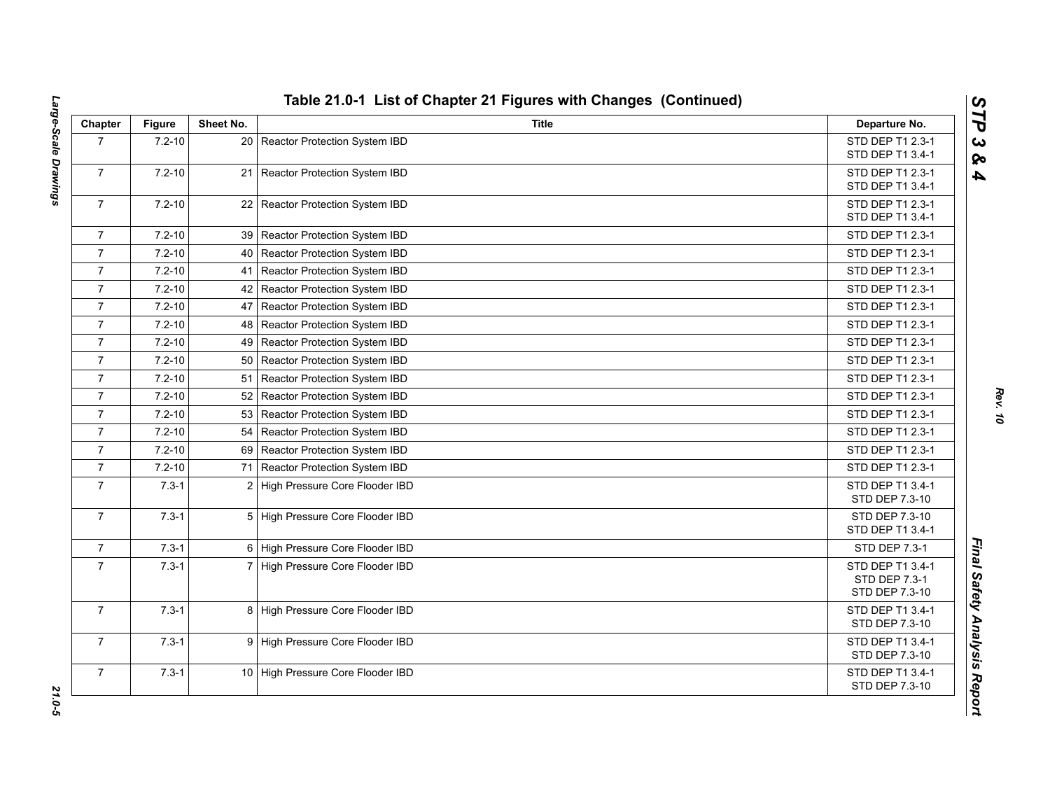## Table 21.0-1 List of Chapter 21 Figures with Changes (Continued)

| Chapter | Figure | Sheet No. | Title | Departure No. |
|---|---|---|---|---|
| 7 | 7.2-10 | 20 | Reactor Protection System IBD | STD DEP T1 2.3-1<br>STD DEP T1 3.4-1 |
| 7 | 7.2-10 | 21 | Reactor Protection System IBD | STD DEP T1 2.3-1<br>STD DEP T1 3.4-1 |
| 7 | 7.2-10 | 22 | Reactor Protection System IBD | STD DEP T1 2.3-1<br>STD DEP T1 3.4-1 |
| 7 | 7.2-10 | 39 | Reactor Protection System IBD | STD DEP T1 2.3-1 |
| 7 | 7.2-10 | 40 | Reactor Protection System IBD | STD DEP T1 2.3-1 |
| 7 | 7.2-10 | 41 | Reactor Protection System IBD | STD DEP T1 2.3-1 |
| 7 | 7.2-10 | 42 | Reactor Protection System IBD | STD DEP T1 2.3-1 |
| 7 | 7.2-10 | 47 | Reactor Protection System IBD | STD DEP T1 2.3-1 |
| 7 | 7.2-10 | 48 | Reactor Protection System IBD | STD DEP T1 2.3-1 |
| 7 | 7.2-10 | 49 | Reactor Protection System IBD | STD DEP T1 2.3-1 |
| 7 | 7.2-10 | 50 | Reactor Protection System IBD | STD DEP T1 2.3-1 |
| 7 | 7.2-10 | 51 | Reactor Protection System IBD | STD DEP T1 2.3-1 |
| 7 | 7.2-10 | 52 | Reactor Protection System IBD | STD DEP T1 2.3-1 |
| 7 | 7.2-10 | 53 | Reactor Protection System IBD | STD DEP T1 2.3-1 |
| 7 | 7.2-10 | 54 | Reactor Protection System IBD | STD DEP T1 2.3-1 |
| 7 | 7.2-10 | 69 | Reactor Protection System IBD | STD DEP T1 2.3-1 |
| 7 | 7.2-10 | 71 | Reactor Protection System IBD | STD DEP T1 2.3-1 |
| 7 | 7.3-1 | 2 | High Pressure Core Flooder IBD | STD DEP T1 3.4-1<br>STD DEP 7.3-10 |
| 7 | 7.3-1 | 5 | High Pressure Core Flooder IBD | STD DEP 7.3-10<br>STD DEP T1 3.4-1 |
| 7 | 7.3-1 | 6 | High Pressure Core Flooder IBD | STD DEP 7.3-1 |
| 7 | 7.3-1 | 7 | High Pressure Core Flooder IBD | STD DEP T1 3.4-1<br>STD DEP 7.3-1<br>STD DEP 7.3-10 |
| 7 | 7.3-1 | 8 | High Pressure Core Flooder IBD | STD DEP T1 3.4-1<br>STD DEP 7.3-10 |
| 7 | 7.3-1 | 9 | High Pressure Core Flooder IBD | STD DEP T1 3.4-1<br>STD DEP 7.3-10 |
| 7 | 7.3-1 | 10 | High Pressure Core Flooder IBD | STD DEP T1 3.4-1<br>STD DEP 7.3-10 |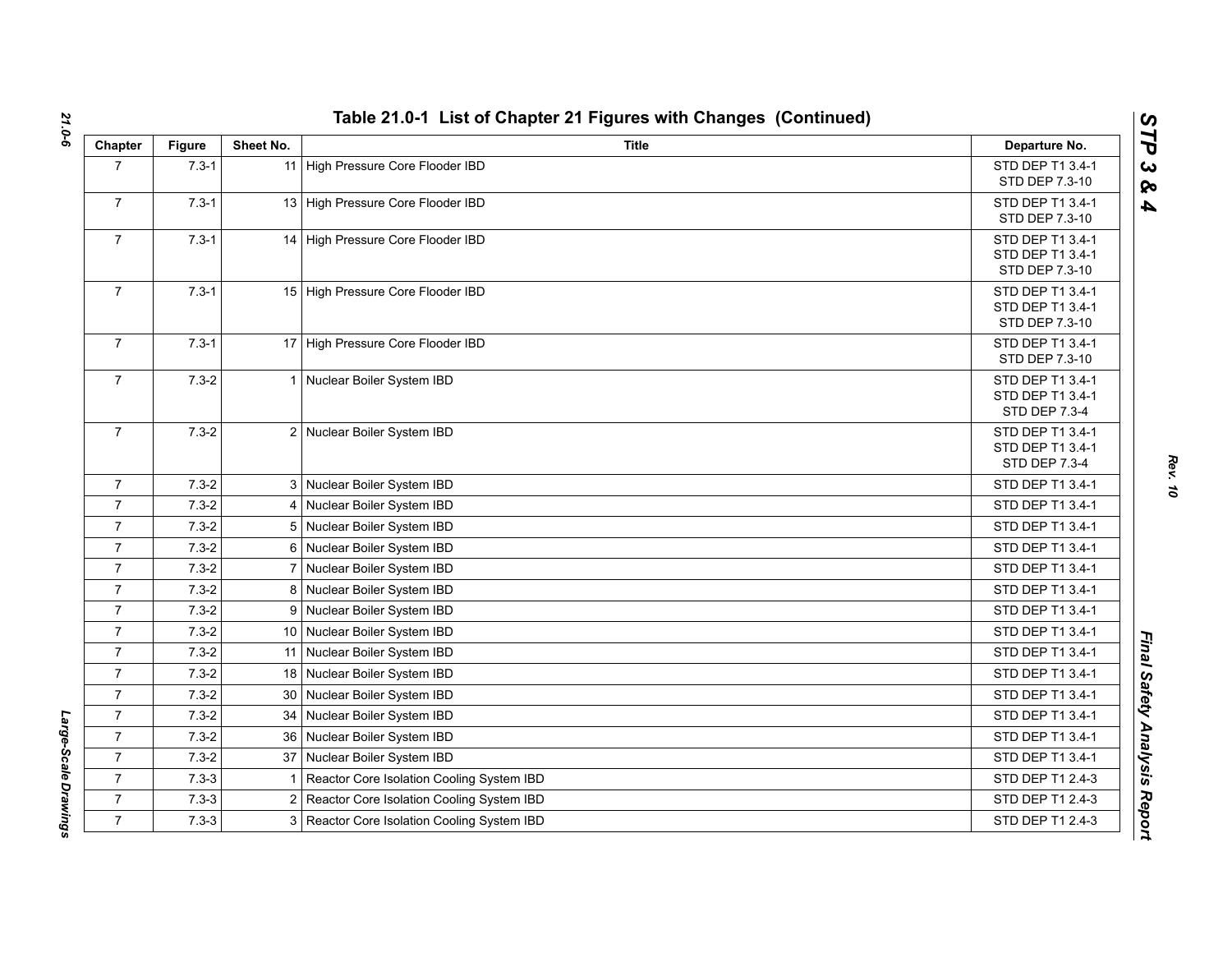## Table 21.0-1 List of Chapter 21 Figures with Changes (Continued)

| Chapter | Figure | Sheet No. | Title | Departure No. |
|---|---|---|---|---|
| 7 | 7.3-1 | 11 | High Pressure Core Flooder IBD | STD DEP T1 3.4-1<br>STD DEP 7.3-10 |
| 7 | 7.3-1 | 13 | High Pressure Core Flooder IBD | STD DEP T1 3.4-1<br>STD DEP 7.3-10 |
| 7 | 7.3-1 | 14 | High Pressure Core Flooder IBD | STD DEP T1 3.4-1<br>STD DEP T1 3.4-1<br>STD DEP 7.3-10 |
| 7 | 7.3-1 | 15 | High Pressure Core Flooder IBD | STD DEP T1 3.4-1<br>STD DEP T1 3.4-1<br>STD DEP 7.3-10 |
| 7 | 7.3-1 | 17 | High Pressure Core Flooder IBD | STD DEP T1 3.4-1<br>STD DEP 7.3-10 |
| 7 | 7.3-2 | 1 | Nuclear Boiler System IBD | STD DEP T1 3.4-1<br>STD DEP T1 3.4-1<br>STD DEP 7.3-4 |
| 7 | 7.3-2 | 2 | Nuclear Boiler System IBD | STD DEP T1 3.4-1<br>STD DEP T1 3.4-1<br>STD DEP 7.3-4 |
| 7 | 7.3-2 | 3 | Nuclear Boiler System IBD | STD DEP T1 3.4-1 |
| 7 | 7.3-2 | 4 | Nuclear Boiler System IBD | STD DEP T1 3.4-1 |
| 7 | 7.3-2 | 5 | Nuclear Boiler System IBD | STD DEP T1 3.4-1 |
| 7 | 7.3-2 | 6 | Nuclear Boiler System IBD | STD DEP T1 3.4-1 |
| 7 | 7.3-2 | 7 | Nuclear Boiler System IBD | STD DEP T1 3.4-1 |
| 7 | 7.3-2 | 8 | Nuclear Boiler System IBD | STD DEP T1 3.4-1 |
| 7 | 7.3-2 | 9 | Nuclear Boiler System IBD | STD DEP T1 3.4-1 |
| 7 | 7.3-2 | 10 | Nuclear Boiler System IBD | STD DEP T1 3.4-1 |
| 7 | 7.3-2 | 11 | Nuclear Boiler System IBD | STD DEP T1 3.4-1 |
| 7 | 7.3-2 | 18 | Nuclear Boiler System IBD | STD DEP T1 3.4-1 |
| 7 | 7.3-2 | 30 | Nuclear Boiler System IBD | STD DEP T1 3.4-1 |
| 7 | 7.3-2 | 34 | Nuclear Boiler System IBD | STD DEP T1 3.4-1 |
| 7 | 7.3-2 | 36 | Nuclear Boiler System IBD | STD DEP T1 3.4-1 |
| 7 | 7.3-2 | 37 | Nuclear Boiler System IBD | STD DEP T1 3.4-1 |
| 7 | 7.3-3 | 1 | Reactor Core Isolation Cooling System IBD | STD DEP T1 2.4-3 |
| 7 | 7.3-3 | 2 | Reactor Core Isolation Cooling System IBD | STD DEP T1 2.4-3 |
| 7 | 7.3-3 | 3 | Reactor Core Isolation Cooling System IBD | STD DEP T1 2.4-3 |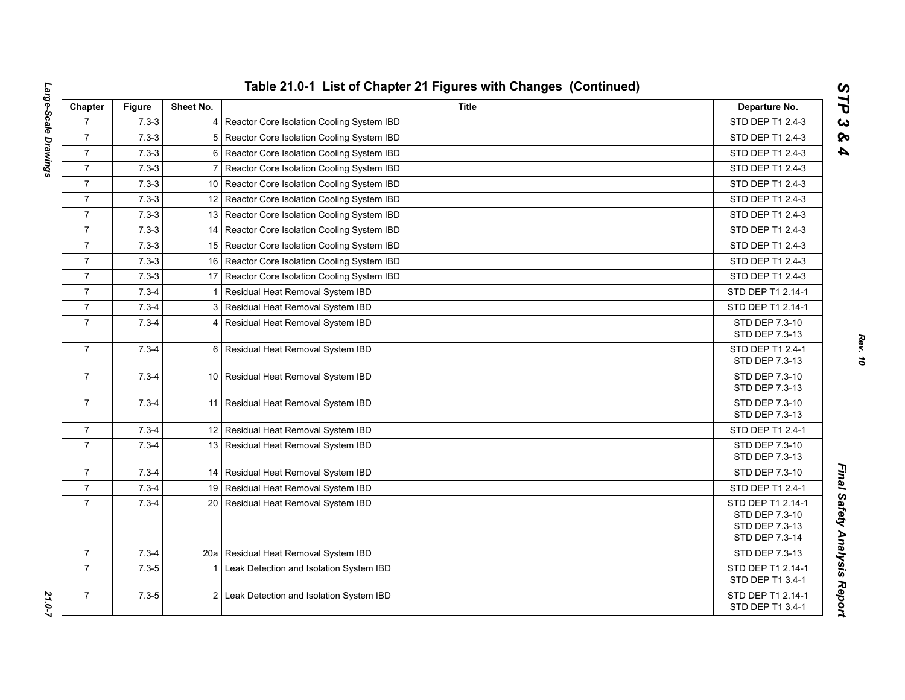## Table 21.0-1 List of Chapter 21 Figures with Changes (Continued)

| Chapter | Figure | Sheet No. | Title | Departure No. |
|---|---|---|---|---|
| 7 | 7.3-3 | 4 | Reactor Core Isolation Cooling System IBD | STD DEP T1 2.4-3 |
| 7 | 7.3-3 | 5 | Reactor Core Isolation Cooling System IBD | STD DEP T1 2.4-3 |
| 7 | 7.3-3 | 6 | Reactor Core Isolation Cooling System IBD | STD DEP T1 2.4-3 |
| 7 | 7.3-3 | 7 | Reactor Core Isolation Cooling System IBD | STD DEP T1 2.4-3 |
| 7 | 7.3-3 | 10 | Reactor Core Isolation Cooling System IBD | STD DEP T1 2.4-3 |
| 7 | 7.3-3 | 12 | Reactor Core Isolation Cooling System IBD | STD DEP T1 2.4-3 |
| 7 | 7.3-3 | 13 | Reactor Core Isolation Cooling System IBD | STD DEP T1 2.4-3 |
| 7 | 7.3-3 | 14 | Reactor Core Isolation Cooling System IBD | STD DEP T1 2.4-3 |
| 7 | 7.3-3 | 15 | Reactor Core Isolation Cooling System IBD | STD DEP T1 2.4-3 |
| 7 | 7.3-3 | 16 | Reactor Core Isolation Cooling System IBD | STD DEP T1 2.4-3 |
| 7 | 7.3-3 | 17 | Reactor Core Isolation Cooling System IBD | STD DEP T1 2.4-3 |
| 7 | 7.3-4 | 1 | Residual Heat Removal System IBD | STD DEP T1 2.14-1 |
| 7 | 7.3-4 | 3 | Residual Heat Removal System IBD | STD DEP T1 2.14-1 |
| 7 | 7.3-4 | 4 | Residual Heat Removal System IBD | STD DEP 7.3-10<br>STD DEP 7.3-13 |
| 7 | 7.3-4 | 6 | Residual Heat Removal System IBD | STD DEP T1 2.4-1<br>STD DEP 7.3-13 |
| 7 | 7.3-4 | 10 | Residual Heat Removal System IBD | STD DEP 7.3-10<br>STD DEP 7.3-13 |
| 7 | 7.3-4 | 11 | Residual Heat Removal System IBD | STD DEP 7.3-10<br>STD DEP 7.3-13 |
| 7 | 7.3-4 | 12 | Residual Heat Removal System IBD | STD DEP T1 2.4-1 |
| 7 | 7.3-4 | 13 | Residual Heat Removal System IBD | STD DEP 7.3-10<br>STD DEP 7.3-13 |
| 7 | 7.3-4 | 14 | Residual Heat Removal System IBD | STD DEP 7.3-10 |
| 7 | 7.3-4 | 19 | Residual Heat Removal System IBD | STD DEP T1 2.4-1 |
| 7 | 7.3-4 | 20 | Residual Heat Removal System IBD | STD DEP T1 2.14-1<br>STD DEP 7.3-10<br>STD DEP 7.3-13<br>STD DEP 7.3-14 |
| 7 | 7.3-4 | 20a | Residual Heat Removal System IBD | STD DEP 7.3-13 |
| 7 | 7.3-5 | 1 | Leak Detection and Isolation System IBD | STD DEP T1 2.14-1<br>STD DEP T1 3.4-1 |
| 7 | 7.3-5 | 2 | Leak Detection and Isolation System IBD | STD DEP T1 2.14-1<br>STD DEP T1 3.4-1 |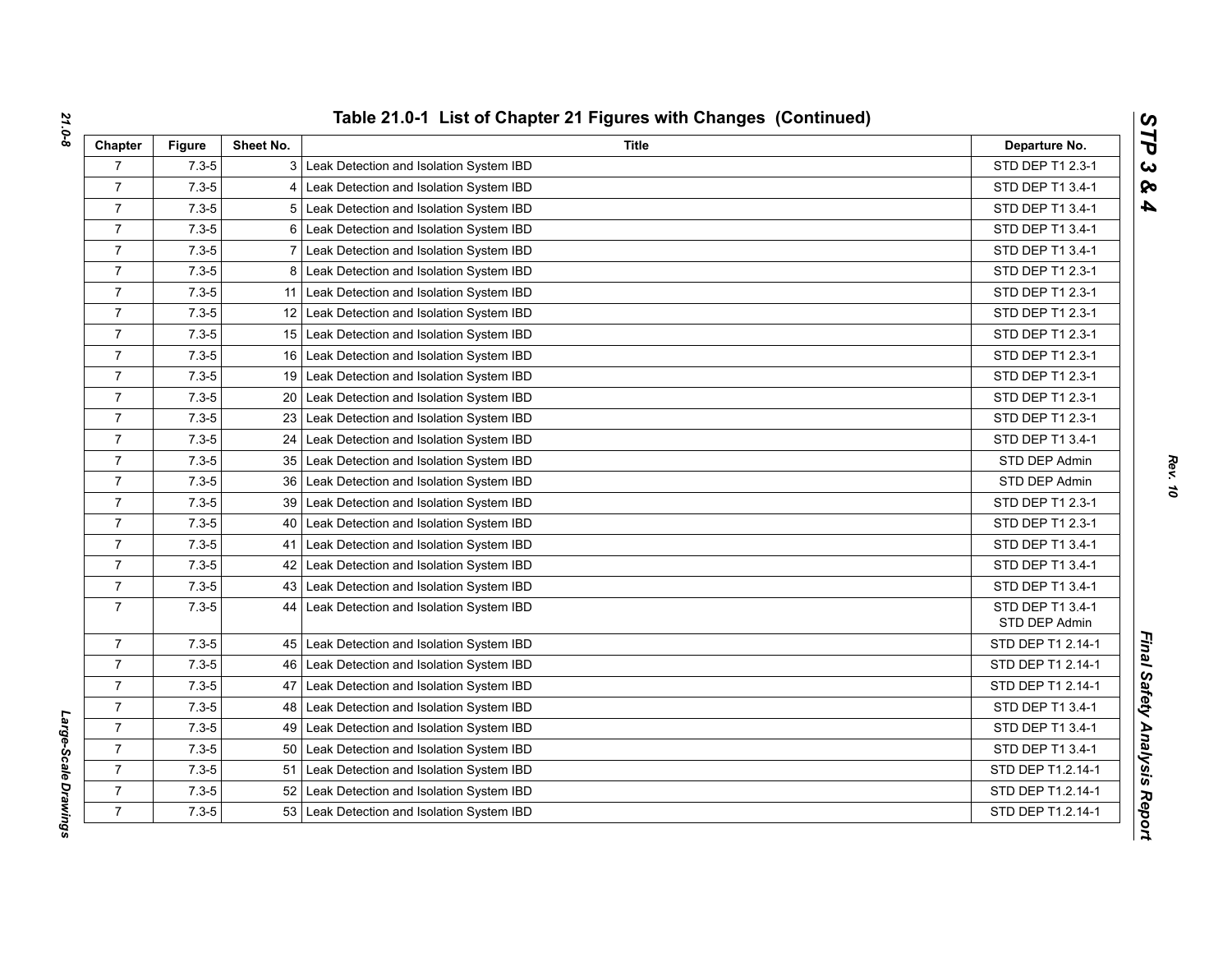# Table 21.0-1 List of Chapter 21 Figures with Changes (Continued)

| Chapter | Figure | Sheet No. | Title | Departure No. |
|---|---|---|---|---|
| 7 | 7.3-5 | 3 | Leak Detection and Isolation System IBD | STD DEP T1 2.3-1 |
| 7 | 7.3-5 | 4 | Leak Detection and Isolation System IBD | STD DEP T1 3.4-1 |
| 7 | 7.3-5 | 5 | Leak Detection and Isolation System IBD | STD DEP T1 3.4-1 |
| 7 | 7.3-5 | 6 | Leak Detection and Isolation System IBD | STD DEP T1 3.4-1 |
| 7 | 7.3-5 | 7 | Leak Detection and Isolation System IBD | STD DEP T1 3.4-1 |
| 7 | 7.3-5 | 8 | Leak Detection and Isolation System IBD | STD DEP T1 2.3-1 |
| 7 | 7.3-5 | 11 | Leak Detection and Isolation System IBD | STD DEP T1 2.3-1 |
| 7 | 7.3-5 | 12 | Leak Detection and Isolation System IBD | STD DEP T1 2.3-1 |
| 7 | 7.3-5 | 15 | Leak Detection and Isolation System IBD | STD DEP T1 2.3-1 |
| 7 | 7.3-5 | 16 | Leak Detection and Isolation System IBD | STD DEP T1 2.3-1 |
| 7 | 7.3-5 | 19 | Leak Detection and Isolation System IBD | STD DEP T1 2.3-1 |
| 7 | 7.3-5 | 20 | Leak Detection and Isolation System IBD | STD DEP T1 2.3-1 |
| 7 | 7.3-5 | 23 | Leak Detection and Isolation System IBD | STD DEP T1 2.3-1 |
| 7 | 7.3-5 | 24 | Leak Detection and Isolation System IBD | STD DEP T1 3.4-1 |
| 7 | 7.3-5 | 35 | Leak Detection and Isolation System IBD | STD DEP Admin |
| 7 | 7.3-5 | 36 | Leak Detection and Isolation System IBD | STD DEP Admin |
| 7 | 7.3-5 | 39 | Leak Detection and Isolation System IBD | STD DEP T1 2.3-1 |
| 7 | 7.3-5 | 40 | Leak Detection and Isolation System IBD | STD DEP T1 2.3-1 |
| 7 | 7.3-5 | 41 | Leak Detection and Isolation System IBD | STD DEP T1 3.4-1 |
| 7 | 7.3-5 | 42 | Leak Detection and Isolation System IBD | STD DEP T1 3.4-1 |
| 7 | 7.3-5 | 43 | Leak Detection and Isolation System IBD | STD DEP T1 3.4-1 |
| 7 | 7.3-5 | 44 | Leak Detection and Isolation System IBD | STD DEP T1 3.4-1<br>STD DEP Admin |
| 7 | 7.3-5 | 45 | Leak Detection and Isolation System IBD | STD DEP T1 2.14-1 |
| 7 | 7.3-5 | 46 | Leak Detection and Isolation System IBD | STD DEP T1 2.14-1 |
| 7 | 7.3-5 | 47 | Leak Detection and Isolation System IBD | STD DEP T1 2.14-1 |
| 7 | 7.3-5 | 48 | Leak Detection and Isolation System IBD | STD DEP T1 3.4-1 |
| 7 | 7.3-5 | 49 | Leak Detection and Isolation System IBD | STD DEP T1 3.4-1 |
| 7 | 7.3-5 | 50 | Leak Detection and Isolation System IBD | STD DEP T1 3.4-1 |
| 7 | 7.3-5 | 51 | Leak Detection and Isolation System IBD | STD DEP T1.2.14-1 |
| 7 | 7.3-5 | 52 | Leak Detection and Isolation System IBD | STD DEP T1.2.14-1 |
| 7 | 7.3-5 | 53 | Leak Detection and Isolation System IBD | STD DEP T1.2.14-1 |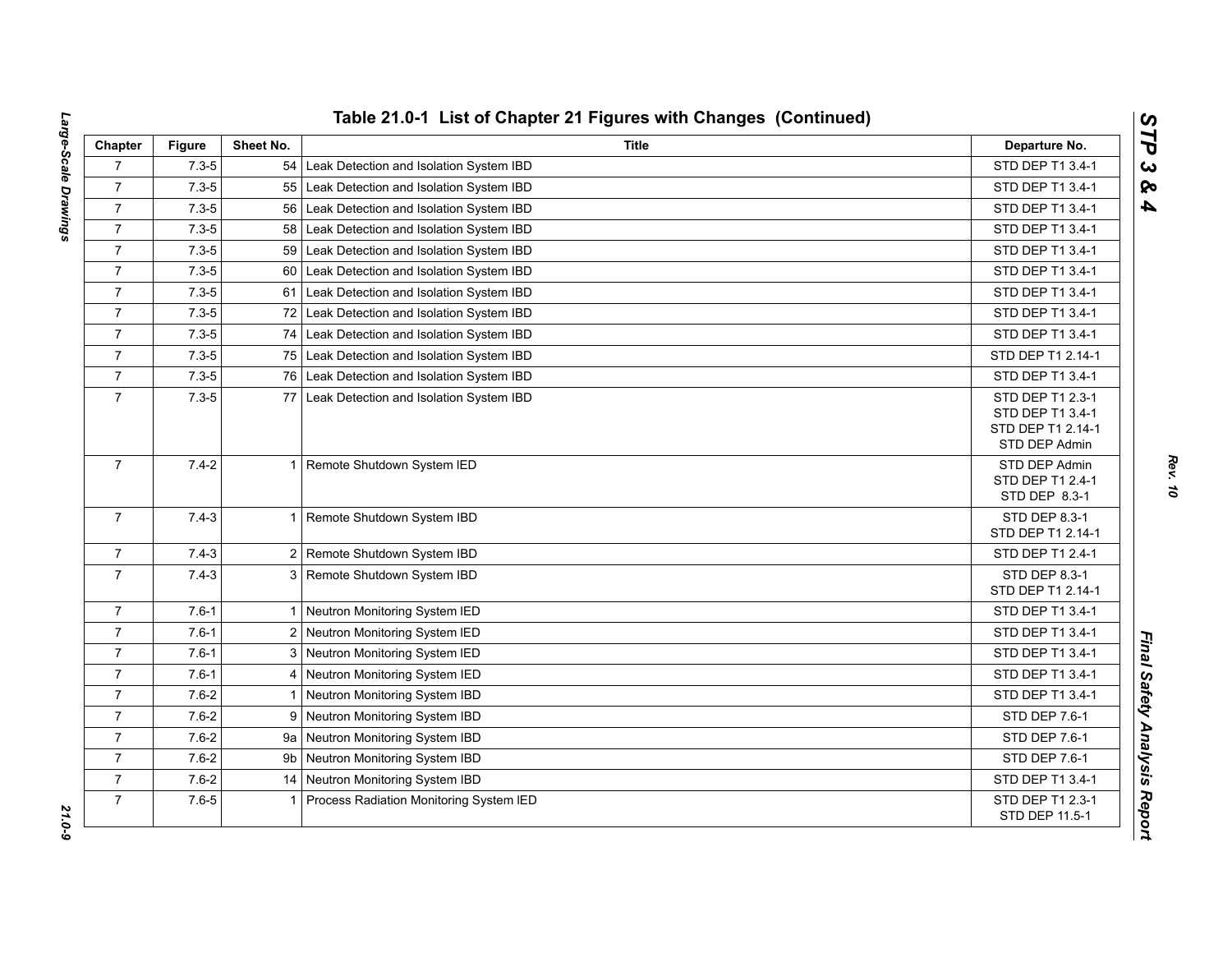## Table 21.0-1 List of Chapter 21 Figures with Changes (Continued)

| Chapter | Figure | Sheet No. | Title | Departure No. |
|---|---|---|---|---|
| 7 | 7.3-5 | 54 | Leak Detection and Isolation System IBD | STD DEP T1 3.4-1 |
| 7 | 7.3-5 | 55 | Leak Detection and Isolation System IBD | STD DEP T1 3.4-1 |
| 7 | 7.3-5 | 56 | Leak Detection and Isolation System IBD | STD DEP T1 3.4-1 |
| 7 | 7.3-5 | 58 | Leak Detection and Isolation System IBD | STD DEP T1 3.4-1 |
| 7 | 7.3-5 | 59 | Leak Detection and Isolation System IBD | STD DEP T1 3.4-1 |
| 7 | 7.3-5 | 60 | Leak Detection and Isolation System IBD | STD DEP T1 3.4-1 |
| 7 | 7.3-5 | 61 | Leak Detection and Isolation System IBD | STD DEP T1 3.4-1 |
| 7 | 7.3-5 | 72 | Leak Detection and Isolation System IBD | STD DEP T1 3.4-1 |
| 7 | 7.3-5 | 74 | Leak Detection and Isolation System IBD | STD DEP T1 3.4-1 |
| 7 | 7.3-5 | 75 | Leak Detection and Isolation System IBD | STD DEP T1 2.14-1 |
| 7 | 7.3-5 | 76 | Leak Detection and Isolation System IBD | STD DEP T1 3.4-1 |
| 7 | 7.3-5 | 77 | Leak Detection and Isolation System IBD | STD DEP T1 2.3-1<br>STD DEP T1 3.4-1<br>STD DEP T1 2.14-1<br>STD DEP Admin |
| 7 | 7.4-2 | 1 | Remote Shutdown System IED | STD DEP Admin<br>STD DEP T1 2.4-1<br>STD DEP 8.3-1 |
| 7 | 7.4-3 | 1 | Remote Shutdown System IBD | STD DEP 8.3-1<br>STD DEP T1 2.14-1 |
| 7 | 7.4-3 | 2 | Remote Shutdown System IBD | STD DEP T1 2.4-1 |
| 7 | 7.4-3 | 3 | Remote Shutdown System IBD | STD DEP 8.3-1<br>STD DEP T1 2.14-1 |
| 7 | 7.6-1 | 1 | Neutron Monitoring System IED | STD DEP T1 3.4-1 |
| 7 | 7.6-1 | 2 | Neutron Monitoring System IED | STD DEP T1 3.4-1 |
| 7 | 7.6-1 | 3 | Neutron Monitoring System IED | STD DEP T1 3.4-1 |
| 7 | 7.6-1 | 4 | Neutron Monitoring System IED | STD DEP T1 3.4-1 |
| 7 | 7.6-2 | 1 | Neutron Monitoring System IBD | STD DEP T1 3.4-1 |
| 7 | 7.6-2 | 9 | Neutron Monitoring System IBD | STD DEP 7.6-1 |
| 7 | 7.6-2 | 9a | Neutron Monitoring System IBD | STD DEP 7.6-1 |
| 7 | 7.6-2 | 9b | Neutron Monitoring System IBD | STD DEP 7.6-1 |
| 7 | 7.6-2 | 14 | Neutron Monitoring System IBD | STD DEP T1 3.4-1 |
| 7 | 7.6-5 | 1 | Process Radiation Monitoring System IED | STD DEP T1 2.3-1<br>STD DEP 11.5-1 |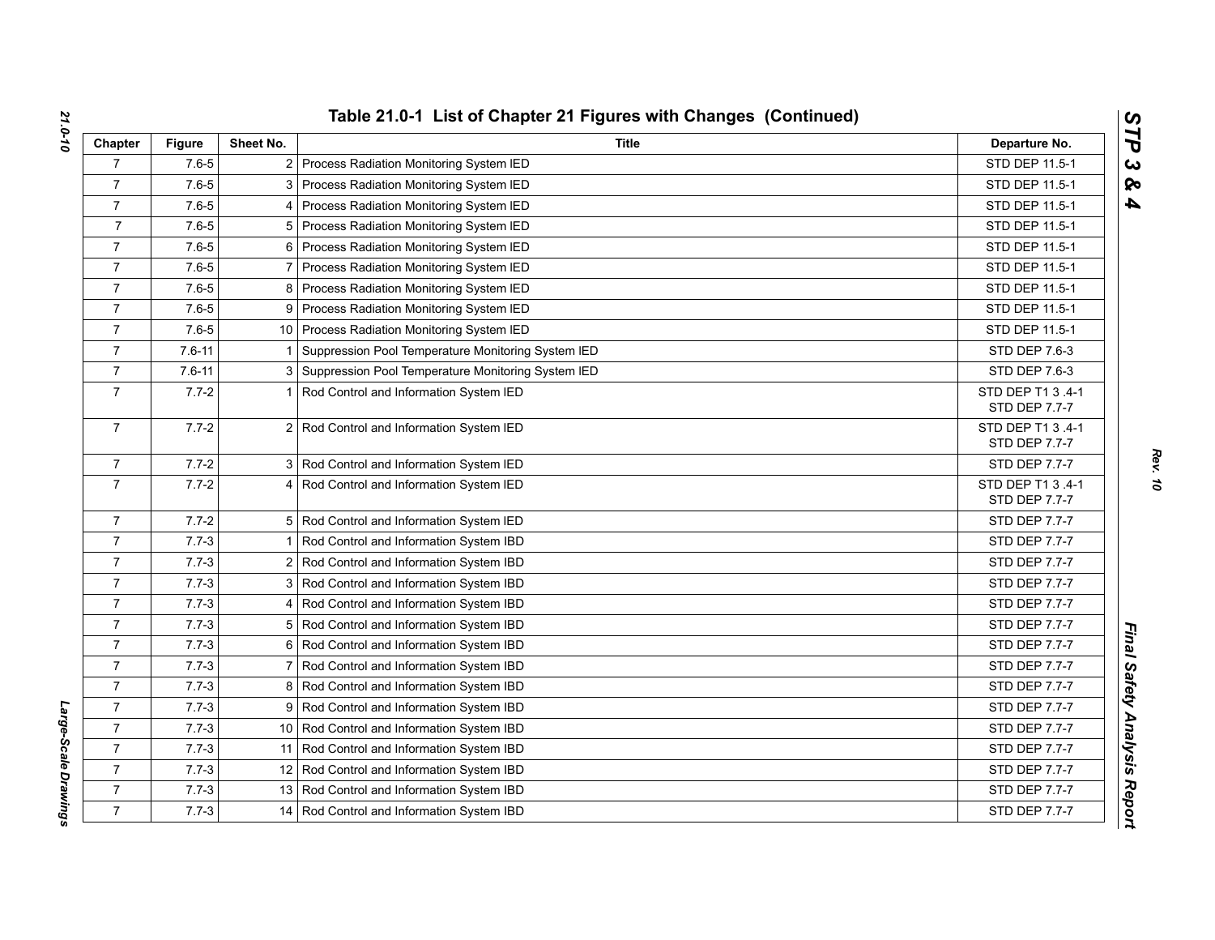## Table 21.0-1 List of Chapter 21 Figures with Changes (Continued)

| Chapter | Figure | Sheet No. | Title | Departure No. |
|---|---|---|---|---|
| 7 | 7.6-5 | 2 | Process Radiation Monitoring System IED | STD DEP 11.5-1 |
| 7 | 7.6-5 | 3 | Process Radiation Monitoring System IED | STD DEP 11.5-1 |
| 7 | 7.6-5 | 4 | Process Radiation Monitoring System IED | STD DEP 11.5-1 |
| 7 | 7.6-5 | 5 | Process Radiation Monitoring System IED | STD DEP 11.5-1 |
| 7 | 7.6-5 | 6 | Process Radiation Monitoring System IED | STD DEP 11.5-1 |
| 7 | 7.6-5 | 7 | Process Radiation Monitoring System IED | STD DEP 11.5-1 |
| 7 | 7.6-5 | 8 | Process Radiation Monitoring System IED | STD DEP 11.5-1 |
| 7 | 7.6-5 | 9 | Process Radiation Monitoring System IED | STD DEP 11.5-1 |
| 7 | 7.6-5 | 10 | Process Radiation Monitoring System IED | STD DEP 11.5-1 |
| 7 | 7.6-11 | 1 | Suppression Pool Temperature Monitoring System IED | STD DEP 7.6-3 |
| 7 | 7.6-11 | 3 | Suppression Pool Temperature Monitoring System IED | STD DEP 7.6-3 |
| 7 | 7.7-2 | 1 | Rod Control and Information System IED | STD DEP T1 3 .4-1<br>STD DEP 7.7-7 |
| 7 | 7.7-2 | 2 | Rod Control and Information System IED | STD DEP T1 3 .4-1<br>STD DEP 7.7-7 |
| 7 | 7.7-2 | 3 | Rod Control and Information System IED | STD DEP 7.7-7 |
| 7 | 7.7-2 | 4 | Rod Control and Information System IED | STD DEP T1 3 .4-1<br>STD DEP 7.7-7 |
| 7 | 7.7-2 | 5 | Rod Control and Information System IED | STD DEP 7.7-7 |
| 7 | 7.7-3 | 1 | Rod Control and Information System IBD | STD DEP 7.7-7 |
| 7 | 7.7-3 | 2 | Rod Control and Information System IBD | STD DEP 7.7-7 |
| 7 | 7.7-3 | 3 | Rod Control and Information System IBD | STD DEP 7.7-7 |
| 7 | 7.7-3 | 4 | Rod Control and Information System IBD | STD DEP 7.7-7 |
| 7 | 7.7-3 | 5 | Rod Control and Information System IBD | STD DEP 7.7-7 |
| 7 | 7.7-3 | 6 | Rod Control and Information System IBD | STD DEP 7.7-7 |
| 7 | 7.7-3 | 7 | Rod Control and Information System IBD | STD DEP 7.7-7 |
| 7 | 7.7-3 | 8 | Rod Control and Information System IBD | STD DEP 7.7-7 |
| 7 | 7.7-3 | 9 | Rod Control and Information System IBD | STD DEP 7.7-7 |
| 7 | 7.7-3 | 10 | Rod Control and Information System IBD | STD DEP 7.7-7 |
| 7 | 7.7-3 | 11 | Rod Control and Information System IBD | STD DEP 7.7-7 |
| 7 | 7.7-3 | 12 | Rod Control and Information System IBD | STD DEP 7.7-7 |
| 7 | 7.7-3 | 13 | Rod Control and Information System IBD | STD DEP 7.7-7 |
| 7 | 7.7-3 | 14 | Rod Control and Information System IBD | STD DEP 7.7-7 |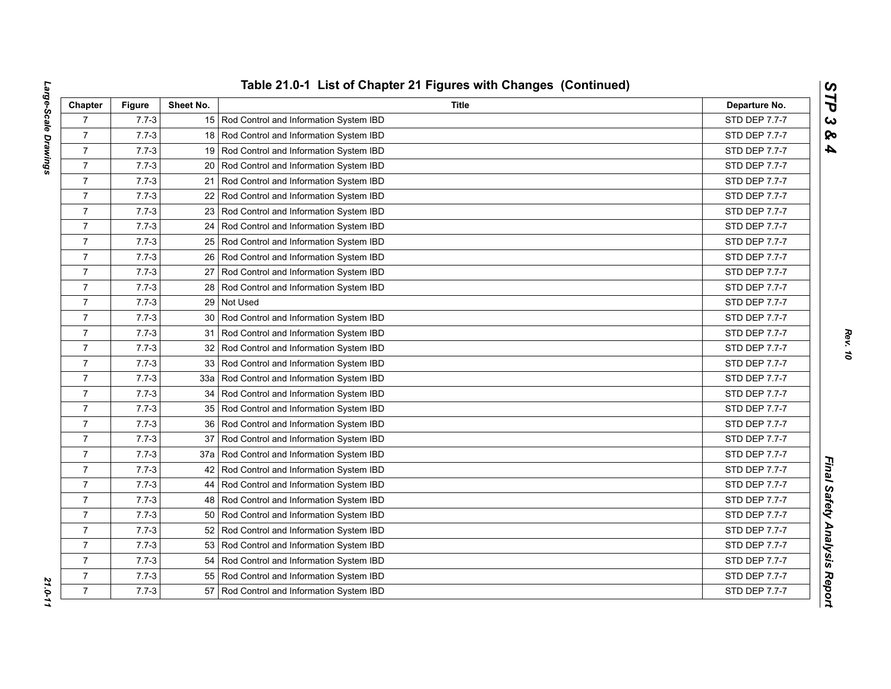## Table 21.0-1 List of Chapter 21 Figures with Changes (Continued)

| Chapter | Figure | Sheet No. | Title | Departure No. |
|---|---|---|---|---|
| 7 | 7.7-3 | 15 | Rod Control and Information System IBD | STD DEP 7.7-7 |
| 7 | 7.7-3 | 18 | Rod Control and Information System IBD | STD DEP 7.7-7 |
| 7 | 7.7-3 | 19 | Rod Control and Information System IBD | STD DEP 7.7-7 |
| 7 | 7.7-3 | 20 | Rod Control and Information System IBD | STD DEP 7.7-7 |
| 7 | 7.7-3 | 21 | Rod Control and Information System IBD | STD DEP 7.7-7 |
| 7 | 7.7-3 | 22 | Rod Control and Information System IBD | STD DEP 7.7-7 |
| 7 | 7.7-3 | 23 | Rod Control and Information System IBD | STD DEP 7.7-7 |
| 7 | 7.7-3 | 24 | Rod Control and Information System IBD | STD DEP 7.7-7 |
| 7 | 7.7-3 | 25 | Rod Control and Information System IBD | STD DEP 7.7-7 |
| 7 | 7.7-3 | 26 | Rod Control and Information System IBD | STD DEP 7.7-7 |
| 7 | 7.7-3 | 27 | Rod Control and Information System IBD | STD DEP 7.7-7 |
| 7 | 7.7-3 | 28 | Rod Control and Information System IBD | STD DEP 7.7-7 |
| 7 | 7.7-3 | 29 | Not Used | STD DEP 7.7-7 |
| 7 | 7.7-3 | 30 | Rod Control and Information System IBD | STD DEP 7.7-7 |
| 7 | 7.7-3 | 31 | Rod Control and Information System IBD | STD DEP 7.7-7 |
| 7 | 7.7-3 | 32 | Rod Control and Information System IBD | STD DEP 7.7-7 |
| 7 | 7.7-3 | 33 | Rod Control and Information System IBD | STD DEP 7.7-7 |
| 7 | 7.7-3 | 33a | Rod Control and Information System IBD | STD DEP 7.7-7 |
| 7 | 7.7-3 | 34 | Rod Control and Information System IBD | STD DEP 7.7-7 |
| 7 | 7.7-3 | 35 | Rod Control and Information System IBD | STD DEP 7.7-7 |
| 7 | 7.7-3 | 36 | Rod Control and Information System IBD | STD DEP 7.7-7 |
| 7 | 7.7-3 | 37 | Rod Control and Information System IBD | STD DEP 7.7-7 |
| 7 | 7.7-3 | 37a | Rod Control and Information System IBD | STD DEP 7.7-7 |
| 7 | 7.7-3 | 42 | Rod Control and Information System IBD | STD DEP 7.7-7 |
| 7 | 7.7-3 | 44 | Rod Control and Information System IBD | STD DEP 7.7-7 |
| 7 | 7.7-3 | 48 | Rod Control and Information System IBD | STD DEP 7.7-7 |
| 7 | 7.7-3 | 50 | Rod Control and Information System IBD | STD DEP 7.7-7 |
| 7 | 7.7-3 | 52 | Rod Control and Information System IBD | STD DEP 7.7-7 |
| 7 | 7.7-3 | 53 | Rod Control and Information System IBD | STD DEP 7.7-7 |
| 7 | 7.7-3 | 54 | Rod Control and Information System IBD | STD DEP 7.7-7 |
| 7 | 7.7-3 | 55 | Rod Control and Information System IBD | STD DEP 7.7-7 |
| 7 | 7.7-3 | 57 | Rod Control and Information System IBD | STD DEP 7.7-7 |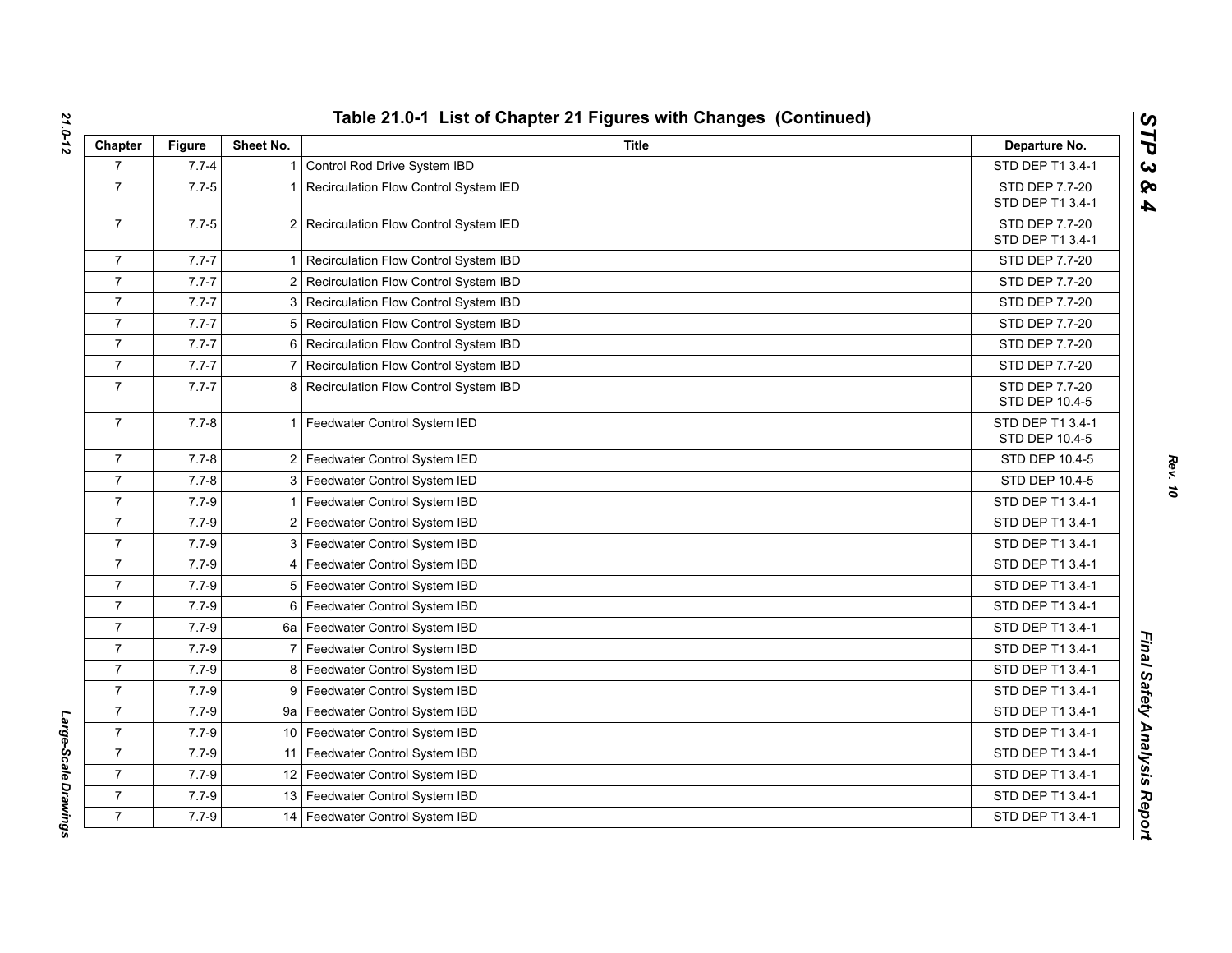## Table 21.0-1 List of Chapter 21 Figures with Changes (Continued)

| Chapter | Figure | Sheet No. | Title | Departure No. |
|---|---|---|---|---|
| 7 | 7.7-4 | 1 | Control Rod Drive System IBD | STD DEP T1 3.4-1 |
| 7 | 7.7-5 | 1 | Recirculation Flow Control System IED | STD DEP 7.7-20<br>STD DEP T1 3.4-1 |
| 7 | 7.7-5 | 2 | Recirculation Flow Control System IED | STD DEP 7.7-20<br>STD DEP T1 3.4-1 |
| 7 | 7.7-7 | 1 | Recirculation Flow Control System IBD | STD DEP 7.7-20 |
| 7 | 7.7-7 | 2 | Recirculation Flow Control System IBD | STD DEP 7.7-20 |
| 7 | 7.7-7 | 3 | Recirculation Flow Control System IBD | STD DEP 7.7-20 |
| 7 | 7.7-7 | 5 | Recirculation Flow Control System IBD | STD DEP 7.7-20 |
| 7 | 7.7-7 | 6 | Recirculation Flow Control System IBD | STD DEP 7.7-20 |
| 7 | 7.7-7 | 7 | Recirculation Flow Control System IBD | STD DEP 7.7-20 |
| 7 | 7.7-7 | 8 | Recirculation Flow Control System IBD | STD DEP 7.7-20<br>STD DEP 10.4-5 |
| 7 | 7.7-8 | 1 | Feedwater Control System IED | STD DEP T1 3.4-1<br>STD DEP 10.4-5 |
| 7 | 7.7-8 | 2 | Feedwater Control System IED | STD DEP 10.4-5 |
| 7 | 7.7-8 | 3 | Feedwater Control System IED | STD DEP 10.4-5 |
| 7 | 7.7-9 | 1 | Feedwater Control System IBD | STD DEP T1 3.4-1 |
| 7 | 7.7-9 | 2 | Feedwater Control System IBD | STD DEP T1 3.4-1 |
| 7 | 7.7-9 | 3 | Feedwater Control System IBD | STD DEP T1 3.4-1 |
| 7 | 7.7-9 | 4 | Feedwater Control System IBD | STD DEP T1 3.4-1 |
| 7 | 7.7-9 | 5 | Feedwater Control System IBD | STD DEP T1 3.4-1 |
| 7 | 7.7-9 | 6 | Feedwater Control System IBD | STD DEP T1 3.4-1 |
| 7 | 7.7-9 | 6a | Feedwater Control System IBD | STD DEP T1 3.4-1 |
| 7 | 7.7-9 | 7 | Feedwater Control System IBD | STD DEP T1 3.4-1 |
| 7 | 7.7-9 | 8 | Feedwater Control System IBD | STD DEP T1 3.4-1 |
| 7 | 7.7-9 | 9 | Feedwater Control System IBD | STD DEP T1 3.4-1 |
| 7 | 7.7-9 | 9a | Feedwater Control System IBD | STD DEP T1 3.4-1 |
| 7 | 7.7-9 | 10 | Feedwater Control System IBD | STD DEP T1 3.4-1 |
| 7 | 7.7-9 | 11 | Feedwater Control System IBD | STD DEP T1 3.4-1 |
| 7 | 7.7-9 | 12 | Feedwater Control System IBD | STD DEP T1 3.4-1 |
| 7 | 7.7-9 | 13 | Feedwater Control System IBD | STD DEP T1 3.4-1 |
| 7 | 7.7-9 | 14 | Feedwater Control System IBD | STD DEP T1 3.4-1 |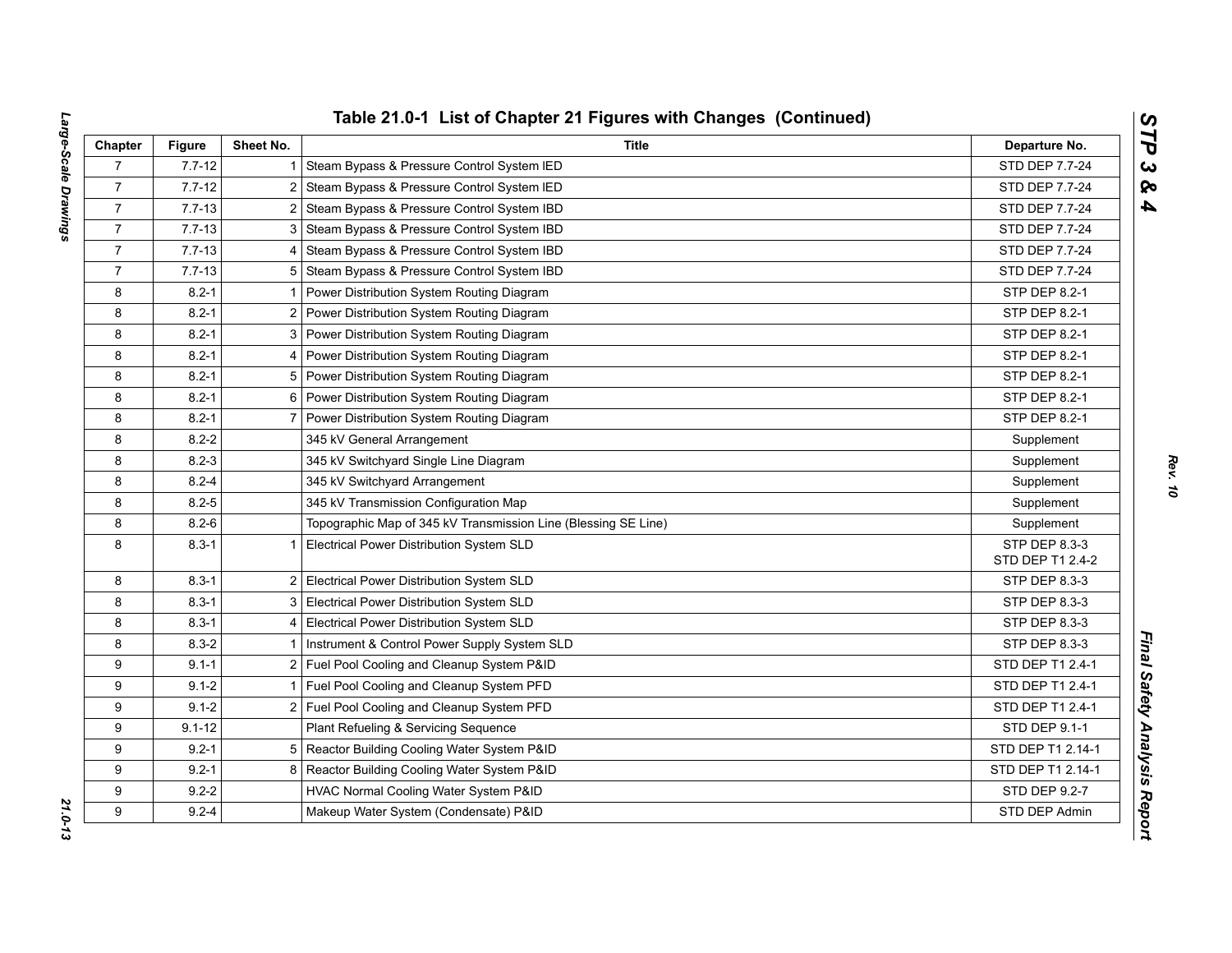## Table 21.0-1 List of Chapter 21 Figures with Changes (Continued)

| Chapter | Figure | Sheet No. | Title | Departure No. |
|---|---|---|---|---|
| 7 | 7.7-12 | 1 | Steam Bypass & Pressure Control System IED | STD DEP 7.7-24 |
| 7 | 7.7-12 | 2 | Steam Bypass & Pressure Control System IED | STD DEP 7.7-24 |
| 7 | 7.7-13 | 2 | Steam Bypass & Pressure Control System IBD | STD DEP 7.7-24 |
| 7 | 7.7-13 | 3 | Steam Bypass & Pressure Control System IBD | STD DEP 7.7-24 |
| 7 | 7.7-13 | 4 | Steam Bypass & Pressure Control System IBD | STD DEP 7.7-24 |
| 7 | 7.7-13 | 5 | Steam Bypass & Pressure Control System IBD | STD DEP 7.7-24 |
| 8 | 8.2-1 | 1 | Power Distribution System Routing Diagram | STP DEP 8.2-1 |
| 8 | 8.2-1 | 2 | Power Distribution System Routing Diagram | STP DEP 8.2-1 |
| 8 | 8.2-1 | 3 | Power Distribution System Routing Diagram | STP DEP 8.2-1 |
| 8 | 8.2-1 | 4 | Power Distribution System Routing Diagram | STP DEP 8.2-1 |
| 8 | 8.2-1 | 5 | Power Distribution System Routing Diagram | STP DEP 8.2-1 |
| 8 | 8.2-1 | 6 | Power Distribution System Routing Diagram | STP DEP 8.2-1 |
| 8 | 8.2-1 | 7 | Power Distribution System Routing Diagram | STP DEP 8.2-1 |
| 8 | 8.2-2 | | 345 kV General Arrangement | Supplement |
| 8 | 8.2-3 | | 345 kV Switchyard Single Line Diagram | Supplement |
| 8 | 8.2-4 | | 345 kV Switchyard Arrangement | Supplement |
| 8 | 8.2-5 | | 345 kV Transmission Configuration Map | Supplement |
| 8 | 8.2-6 | | Topographic Map of 345 kV Transmission Line (Blessing SE Line) | Supplement |
| 8 | 8.3-1 | 1 | Electrical Power Distribution System SLD | STP DEP 8.3-3<br>STD DEP T1 2.4-2 |
| 8 | 8.3-1 | 2 | Electrical Power Distribution System SLD | STP DEP 8.3-3 |
| 8 | 8.3-1 | 3 | Electrical Power Distribution System SLD | STP DEP 8.3-3 |
| 8 | 8.3-1 | 4 | Electrical Power Distribution System SLD | STP DEP 8.3-3 |
| 8 | 8.3-2 | 1 | Instrument & Control Power Supply System SLD | STP DEP 8.3-3 |
| 9 | 9.1-1 | 2 | Fuel Pool Cooling and Cleanup System P&ID | STD DEP T1 2.4-1 |
| 9 | 9.1-2 | 1 | Fuel Pool Cooling and Cleanup System PFD | STD DEP T1 2.4-1 |
| 9 | 9.1-2 | 2 | Fuel Pool Cooling and Cleanup System PFD | STD DEP T1 2.4-1 |
| 9 | 9.1-12 | | Plant Refueling & Servicing Sequence | STD DEP 9.1-1 |
| 9 | 9.2-1 | 5 | Reactor Building Cooling Water System P&ID | STD DEP T1 2.14-1 |
| 9 | 9.2-1 | 8 | Reactor Building Cooling Water System P&ID | STD DEP T1 2.14-1 |
| 9 | 9.2-2 | | HVAC Normal Cooling Water System P&ID | STD DEP 9.2-7 |
| 9 | 9.2-4 | | Makeup Water System (Condensate) P&ID | STD DEP Admin |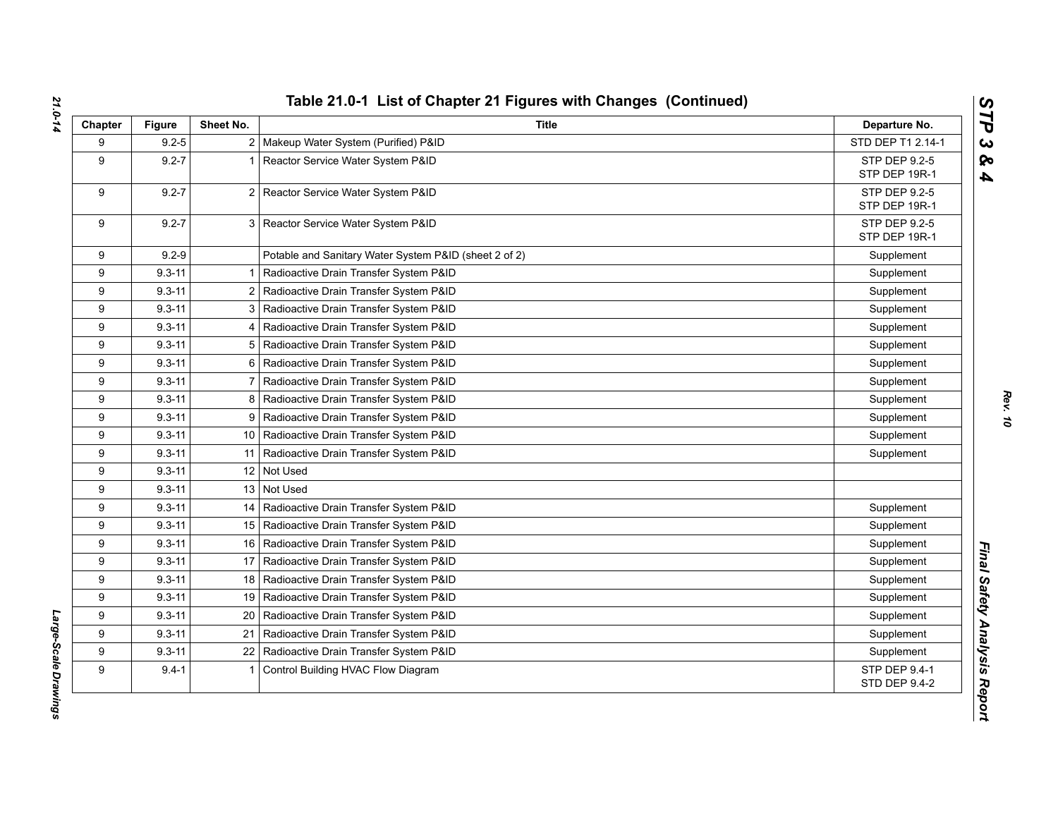## Table 21.0-1 List of Chapter 21 Figures with Changes (Continued)

| Chapter | Figure | Sheet No. | Title | Departure No. |
|---|---|---|---|---|
| 9 | 9.2-5 | 2 | Makeup Water System (Purified) P&ID | STD DEP T1 2.14-1 |
| 9 | 9.2-7 | 1 | Reactor Service Water System P&ID | STP DEP 9.2-5<br>STP DEP 19R-1 |
| 9 | 9.2-7 | 2 | Reactor Service Water System P&ID | STP DEP 9.2-5<br>STP DEP 19R-1 |
| 9 | 9.2-7 | 3 | Reactor Service Water System P&ID | STP DEP 9.2-5<br>STP DEP 19R-1 |
| 9 | 9.2-9 | | Potable and Sanitary Water System P&ID (sheet 2 of 2) | Supplement |
| 9 | 9.3-11 | 1 | Radioactive Drain Transfer System P&ID | Supplement |
| 9 | 9.3-11 | 2 | Radioactive Drain Transfer System P&ID | Supplement |
| 9 | 9.3-11 | 3 | Radioactive Drain Transfer System P&ID | Supplement |
| 9 | 9.3-11 | 4 | Radioactive Drain Transfer System P&ID | Supplement |
| 9 | 9.3-11 | 5 | Radioactive Drain Transfer System P&ID | Supplement |
| 9 | 9.3-11 | 6 | Radioactive Drain Transfer System P&ID | Supplement |
| 9 | 9.3-11 | 7 | Radioactive Drain Transfer System P&ID | Supplement |
| 9 | 9.3-11 | 8 | Radioactive Drain Transfer System P&ID | Supplement |
| 9 | 9.3-11 | 9 | Radioactive Drain Transfer System P&ID | Supplement |
| 9 | 9.3-11 | 10 | Radioactive Drain Transfer System P&ID | Supplement |
| 9 | 9.3-11 | 11 | Radioactive Drain Transfer System P&ID | Supplement |
| 9 | 9.3-11 | 12 | Not Used | |
| 9 | 9.3-11 | 13 | Not Used | |
| 9 | 9.3-11 | 14 | Radioactive Drain Transfer System P&ID | Supplement |
| 9 | 9.3-11 | 15 | Radioactive Drain Transfer System P&ID | Supplement |
| 9 | 9.3-11 | 16 | Radioactive Drain Transfer System P&ID | Supplement |
| 9 | 9.3-11 | 17 | Radioactive Drain Transfer System P&ID | Supplement |
| 9 | 9.3-11 | 18 | Radioactive Drain Transfer System P&ID | Supplement |
| 9 | 9.3-11 | 19 | Radioactive Drain Transfer System P&ID | Supplement |
| 9 | 9.3-11 | 20 | Radioactive Drain Transfer System P&ID | Supplement |
| 9 | 9.3-11 | 21 | Radioactive Drain Transfer System P&ID | Supplement |
| 9 | 9.3-11 | 22 | Radioactive Drain Transfer System P&ID | Supplement |
| 9 | 9.4-1 | 1 | Control Building HVAC Flow Diagram | STP DEP 9.4-1<br>STD DEP 9.4-2 |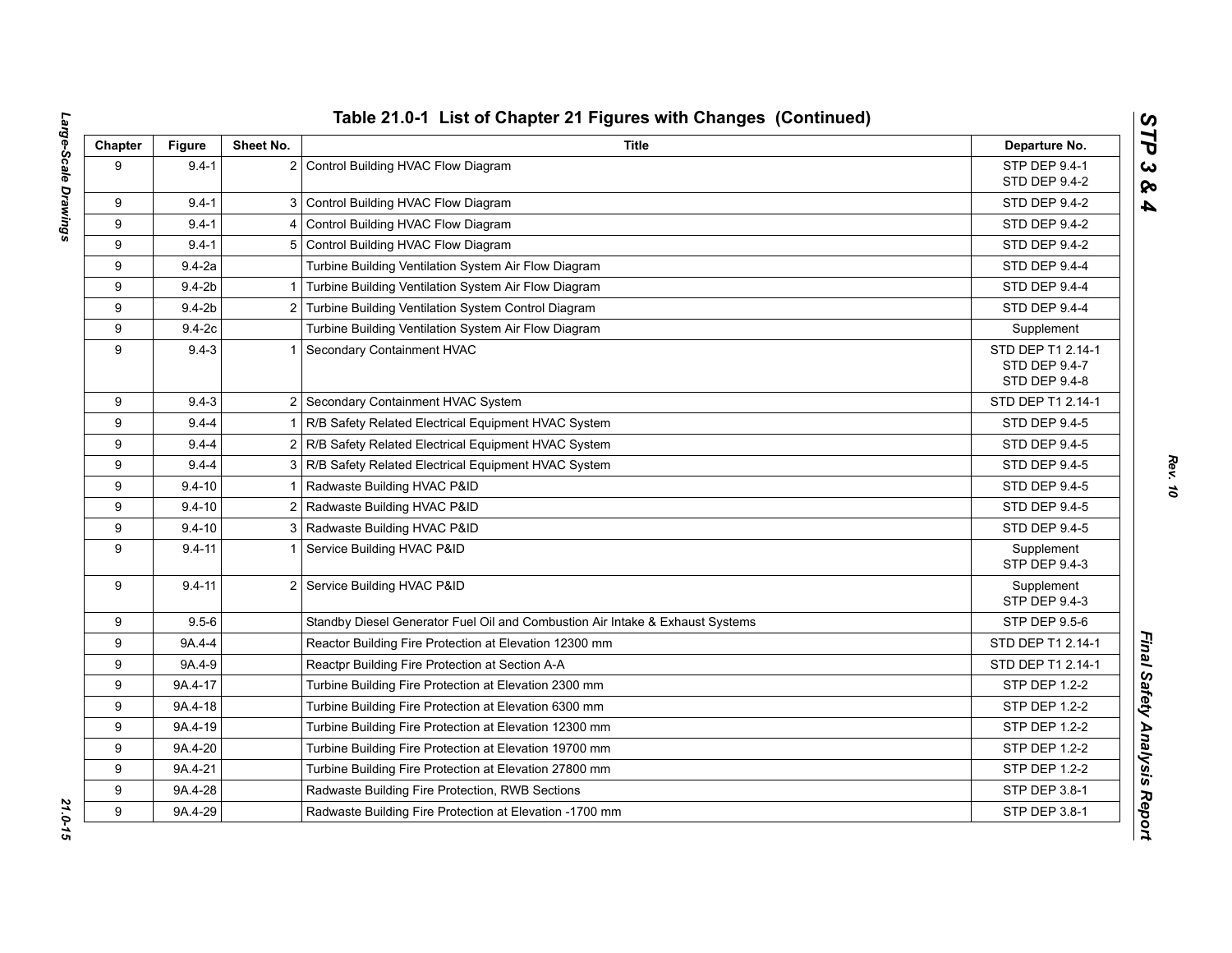## Table 21.0-1 List of Chapter 21 Figures with Changes (Continued)

| Chapter | Figure | Sheet No. | Title | Departure No. |
|---|---|---|---|---|
| 9 | 9.4-1 | 2 | Control Building HVAC Flow Diagram | STP DEP 9.4-1<br>STD DEP 9.4-2 |
| 9 | 9.4-1 | 3 | Control Building HVAC Flow Diagram | STD DEP 9.4-2 |
| 9 | 9.4-1 | 4 | Control Building HVAC Flow Diagram | STD DEP 9.4-2 |
| 9 | 9.4-1 | 5 | Control Building HVAC Flow Diagram | STD DEP 9.4-2 |
| 9 | 9.4-2a | | Turbine Building Ventilation System Air Flow Diagram | STD DEP 9.4-4 |
| 9 | 9.4-2b | 1 | Turbine Building Ventilation System Air Flow Diagram | STD DEP 9.4-4 |
| 9 | 9.4-2b | 2 | Turbine Building Ventilation System Control Diagram | STD DEP 9.4-4 |
| 9 | 9.4-2c | | Turbine Building Ventilation System Air Flow Diagram | Supplement |
| 9 | 9.4-3 | 1 | Secondary Containment HVAC | STD DEP T1 2.14-1<br>STD DEP 9.4-7<br>STD DEP 9.4-8 |
| 9 | 9.4-3 | 2 | Secondary Containment HVAC System | STD DEP T1 2.14-1 |
| 9 | 9.4-4 | 1 | R/B Safety Related Electrical Equipment HVAC System | STD DEP 9.4-5 |
| 9 | 9.4-4 | 2 | R/B Safety Related Electrical Equipment HVAC System | STD DEP 9.4-5 |
| 9 | 9.4-4 | 3 | R/B Safety Related Electrical Equipment HVAC System | STD DEP 9.4-5 |
| 9 | 9.4-10 | 1 | Radwaste Building HVAC P&ID | STD DEP 9.4-5 |
| 9 | 9.4-10 | 2 | Radwaste Building HVAC P&ID | STD DEP 9.4-5 |
| 9 | 9.4-10 | 3 | Radwaste Building HVAC P&ID | STD DEP 9.4-5 |
| 9 | 9.4-11 | 1 | Service Building HVAC P&ID | Supplement<br>STP DEP 9.4-3 |
| 9 | 9.4-11 | 2 | Service Building HVAC P&ID | Supplement<br>STP DEP 9.4-3 |
| 9 | 9.5-6 | | Standby Diesel Generator Fuel Oil and Combustion Air Intake & Exhaust Systems | STP DEP 9.5-6 |
| 9 | 9A.4-4 | | Reactor Building Fire Protection at Elevation 12300 mm | STD DEP T1 2.14-1 |
| 9 | 9A.4-9 | | Reactpr Building Fire Protection at Section A-A | STD DEP T1 2.14-1 |
| 9 | 9A.4-17 | | Turbine Building Fire Protection at Elevation 2300 mm | STP DEP 1.2-2 |
| 9 | 9A.4-18 | | Turbine Building Fire Protection at Elevation 6300 mm | STP DEP 1.2-2 |
| 9 | 9A.4-19 | | Turbine Building Fire Protection at Elevation 12300 mm | STP DEP 1.2-2 |
| 9 | 9A.4-20 | | Turbine Building Fire Protection at Elevation 19700 mm | STP DEP 1.2-2 |
| 9 | 9A.4-21 | | Turbine Building Fire Protection at Elevation 27800 mm | STP DEP 1.2-2 |
| 9 | 9A.4-28 | | Radwaste Building Fire Protection, RWB Sections | STP DEP 3.8-1 |
| 9 | 9A.4-29 | | Radwaste Building Fire Protection at Elevation -1700 mm | STP DEP 3.8-1 |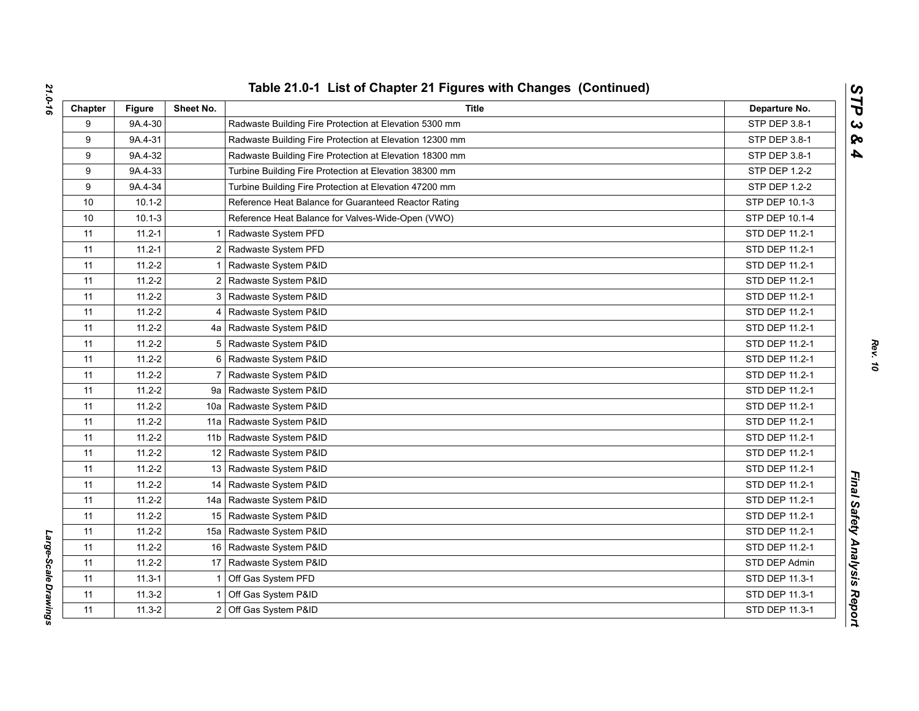## Table 21.0-1 List of Chapter 21 Figures with Changes (Continued)

| Chapter | Figure | Sheet No. | Title | Departure No. |
|---|---|---|---|---|
| 9 | 9A.4-30 | | Radwaste Building Fire Protection at Elevation 5300 mm | STP DEP 3.8-1 |
| 9 | 9A.4-31 | | Radwaste Building Fire Protection at Elevation 12300 mm | STP DEP 3.8-1 |
| 9 | 9A.4-32 | | Radwaste Building Fire Protection at Elevation 18300 mm | STP DEP 3.8-1 |
| 9 | 9A.4-33 | | Turbine Building Fire Protection at Elevation 38300 mm | STP DEP 1.2-2 |
| 9 | 9A.4-34 | | Turbine Building Fire Protection at Elevation 47200 mm | STP DEP 1.2-2 |
| 10 | 10.1-2 | | Reference Heat Balance for Guaranteed Reactor Rating | STP DEP 10.1-3 |
| 10 | 10.1-3 | | Reference Heat Balance for Valves-Wide-Open (VWO) | STP DEP 10.1-4 |
| 11 | 11.2-1 | 1 | Radwaste System PFD | STD DEP 11.2-1 |
| 11 | 11.2-1 | 2 | Radwaste System PFD | STD DEP 11.2-1 |
| 11 | 11.2-2 | 1 | Radwaste System P&ID | STD DEP 11.2-1 |
| 11 | 11.2-2 | 2 | Radwaste System P&ID | STD DEP 11.2-1 |
| 11 | 11.2-2 | 3 | Radwaste System P&ID | STD DEP 11.2-1 |
| 11 | 11.2-2 | 4 | Radwaste System P&ID | STD DEP 11.2-1 |
| 11 | 11.2-2 | 4a | Radwaste System P&ID | STD DEP 11.2-1 |
| 11 | 11.2-2 | 5 | Radwaste System P&ID | STD DEP 11.2-1 |
| 11 | 11.2-2 | 6 | Radwaste System P&ID | STD DEP 11.2-1 |
| 11 | 11.2-2 | 7 | Radwaste System P&ID | STD DEP 11.2-1 |
| 11 | 11.2-2 | 9a | Radwaste System P&ID | STD DEP 11.2-1 |
| 11 | 11.2-2 | 10a | Radwaste System P&ID | STD DEP 11.2-1 |
| 11 | 11.2-2 | 11a | Radwaste System P&ID | STD DEP 11.2-1 |
| 11 | 11.2-2 | 11b | Radwaste System P&ID | STD DEP 11.2-1 |
| 11 | 11.2-2 | 12 | Radwaste System P&ID | STD DEP 11.2-1 |
| 11 | 11.2-2 | 13 | Radwaste System P&ID | STD DEP 11.2-1 |
| 11 | 11.2-2 | 14 | Radwaste System P&ID | STD DEP 11.2-1 |
| 11 | 11.2-2 | 14a | Radwaste System P&ID | STD DEP 11.2-1 |
| 11 | 11.2-2 | 15 | Radwaste System P&ID | STD DEP 11.2-1 |
| 11 | 11.2-2 | 15a | Radwaste System P&ID | STD DEP 11.2-1 |
| 11 | 11.2-2 | 16 | Radwaste System P&ID | STD DEP 11.2-1 |
| 11 | 11.2-2 | 17 | Radwaste System P&ID | STD DEP Admin |
| 11 | 11.3-1 | 1 | Off Gas System PFD | STD DEP 11.3-1 |
| 11 | 11.3-2 | 1 | Off Gas System P&ID | STD DEP 11.3-1 |
| 11 | 11.3-2 | 2 | Off Gas System P&ID | STD DEP 11.3-1 |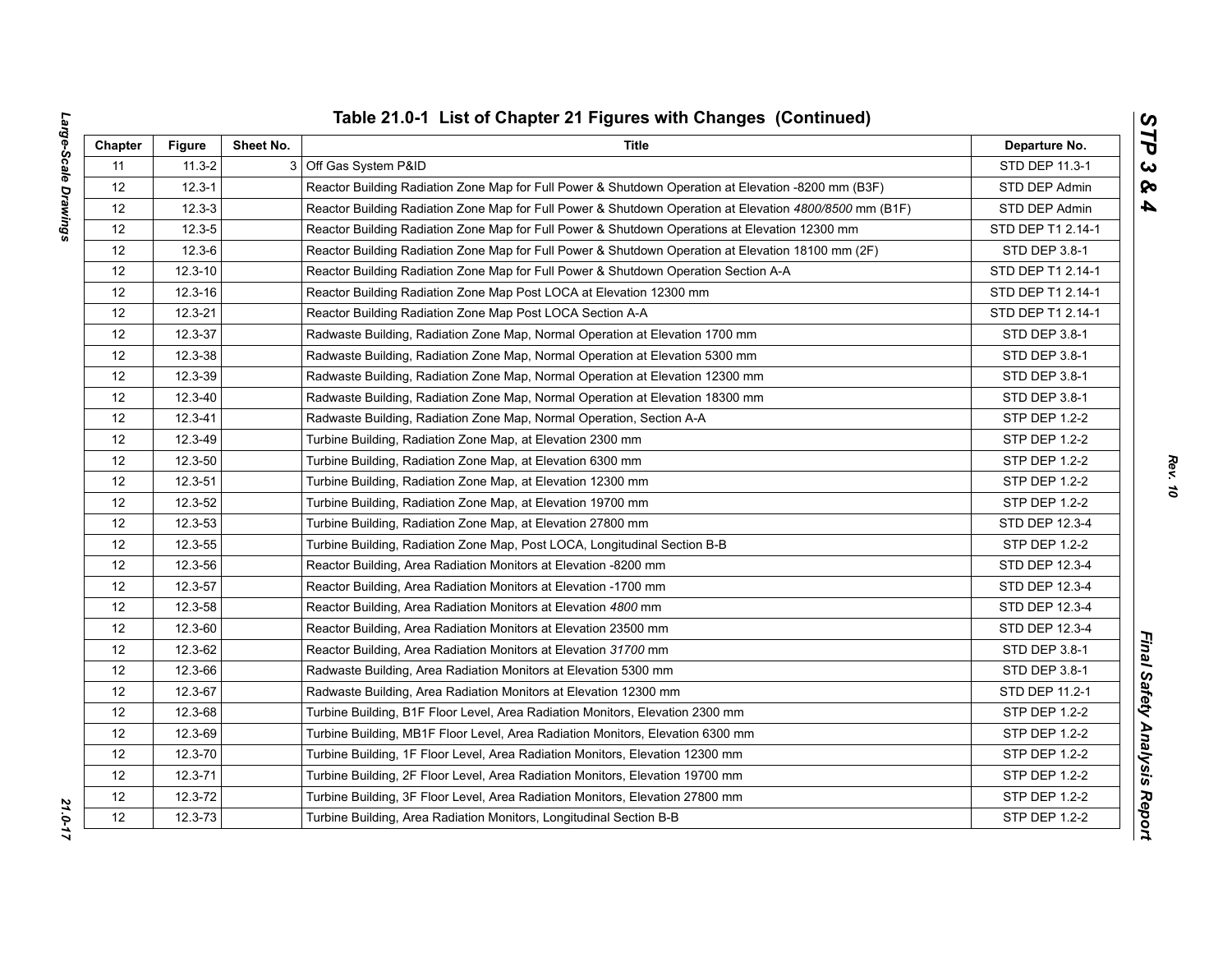## Table 21.0-1 List of Chapter 21 Figures with Changes (Continued)

| Chapter | Figure | Sheet No. | Title | Departure No. |
|---|---|---|---|---|
| 11 | 11.3-2 | 3 | Off Gas System P&ID | STD DEP 11.3-1 |
| 12 | 12.3-1 | | Reactor Building Radiation Zone Map for Full Power & Shutdown Operation at Elevation -8200 mm (B3F) | STD DEP Admin |
| 12 | 12.3-3 | | Reactor Building Radiation Zone Map for Full Power & Shutdown Operation at Elevation *4800/8500* mm (B1F) | STD DEP Admin |
| 12 | 12.3-5 | | Reactor Building Radiation Zone Map for Full Power & Shutdown Operations at Elevation 12300 mm | STD DEP T1 2.14-1 |
| 12 | 12.3-6 | | Reactor Building Radiation Zone Map for Full Power & Shutdown Operation at Elevation 18100 mm (2F) | STD DEP 3.8-1 |
| 12 | 12.3-10 | | Reactor Building Radiation Zone Map for Full Power & Shutdown Operation Section A-A | STD DEP T1 2.14-1 |
| 12 | 12.3-16 | | Reactor Building Radiation Zone Map Post LOCA at Elevation 12300 mm | STD DEP T1 2.14-1 |
| 12 | 12.3-21 | | Reactor Building Radiation Zone Map Post LOCA Section A-A | STD DEP T1 2.14-1 |
| 12 | 12.3-37 | | Radwaste Building, Radiation Zone Map, Normal Operation at Elevation 1700 mm | STD DEP 3.8-1 |
| 12 | 12.3-38 | | Radwaste Building, Radiation Zone Map, Normal Operation at Elevation 5300 mm | STD DEP 3.8-1 |
| 12 | 12.3-39 | | Radwaste Building, Radiation Zone Map, Normal Operation at Elevation 12300 mm | STD DEP 3.8-1 |
| 12 | 12.3-40 | | Radwaste Building, Radiation Zone Map, Normal Operation at Elevation 18300 mm | STD DEP 3.8-1 |
| 12 | 12.3-41 | | Radwaste Building, Radiation Zone Map, Normal Operation, Section A-A | STP DEP 1.2-2 |
| 12 | 12.3-49 | | Turbine Building, Radiation Zone Map, at Elevation 2300 mm | STP DEP 1.2-2 |
| 12 | 12.3-50 | | Turbine Building, Radiation Zone Map, at Elevation 6300 mm | STP DEP 1.2-2 |
| 12 | 12.3-51 | | Turbine Building, Radiation Zone Map, at Elevation 12300 mm | STP DEP 1.2-2 |
| 12 | 12.3-52 | | Turbine Building, Radiation Zone Map, at Elevation 19700 mm | STP DEP 1.2-2 |
| 12 | 12.3-53 | | Turbine Building, Radiation Zone Map, at Elevation 27800 mm | STD DEP 12.3-4 |
| 12 | 12.3-55 | | Turbine Building, Radiation Zone Map, Post LOCA, Longitudinal Section B-B | STP DEP 1.2-2 |
| 12 | 12.3-56 | | Reactor Building, Area Radiation Monitors at Elevation -8200 mm | STD DEP 12.3-4 |
| 12 | 12.3-57 | | Reactor Building, Area Radiation Monitors at Elevation -1700 mm | STD DEP 12.3-4 |
| 12 | 12.3-58 | | Reactor Building, Area Radiation Monitors at Elevation *4800* mm | STD DEP 12.3-4 |
| 12 | 12.3-60 | | Reactor Building, Area Radiation Monitors at Elevation 23500 mm | STD DEP 12.3-4 |
| 12 | 12.3-62 | | Reactor Building, Area Radiation Monitors at Elevation *31700* mm | STD DEP 3.8-1 |
| 12 | 12.3-66 | | Radwaste Building, Area Radiation Monitors at Elevation 5300 mm | STD DEP 3.8-1 |
| 12 | 12.3-67 | | Radwaste Building, Area Radiation Monitors at Elevation 12300 mm | STD DEP 11.2-1 |
| 12 | 12.3-68 | | Turbine Building, B1F Floor Level, Area Radiation Monitors, Elevation 2300 mm | STP DEP 1.2-2 |
| 12 | 12.3-69 | | Turbine Building, MB1F Floor Level, Area Radiation Monitors, Elevation 6300 mm | STP DEP 1.2-2 |
| 12 | 12.3-70 | | Turbine Building, 1F Floor Level, Area Radiation Monitors, Elevation 12300 mm | STP DEP 1.2-2 |
| 12 | 12.3-71 | | Turbine Building, 2F Floor Level, Area Radiation Monitors, Elevation 19700 mm | STP DEP 1.2-2 |
| 12 | 12.3-72 | | Turbine Building, 3F Floor Level, Area Radiation Monitors, Elevation 27800 mm | STP DEP 1.2-2 |
| 12 | 12.3-73 | | Turbine Building, Area Radiation Monitors, Longitudinal Section B-B | STP DEP 1.2-2 |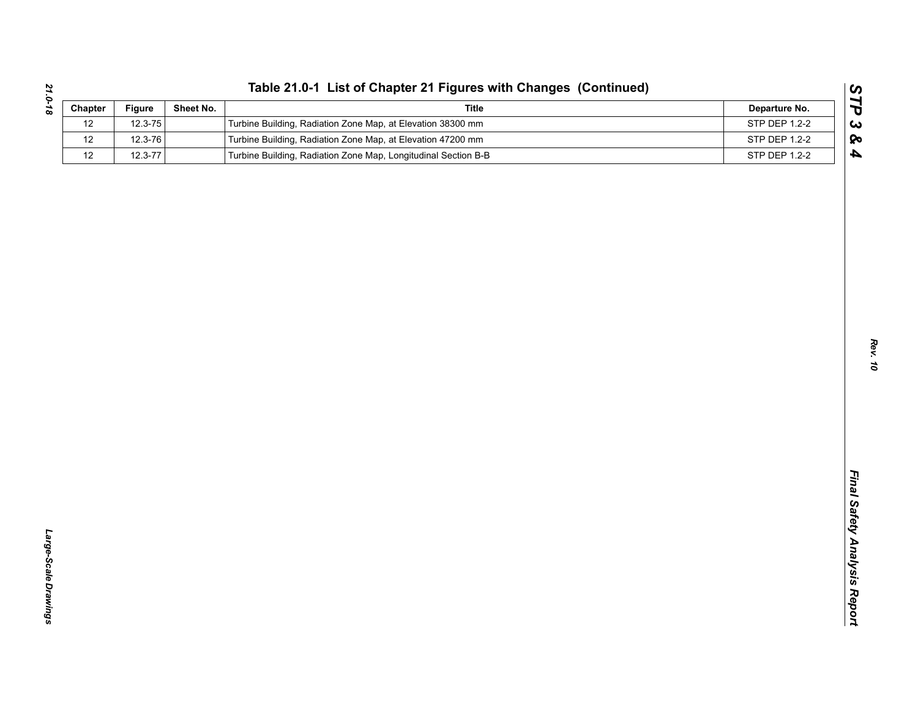# Table 21.0-1 List of Chapter 21 Figures with Changes (Continued)

| Chapter | Figure | Sheet No. | Title | Departure No. |
|---|---|---|---|---|
| 12 | 12.3-75 | | Turbine Building, Radiation Zone Map, at Elevation 38300 mm | STP DEP 1.2-2 |
| 12 | 12.3-76 | | Turbine Building, Radiation Zone Map, at Elevation 47200 mm | STP DEP 1.2-2 |
| 12 | 12.3-77 | | Turbine Building, Radiation Zone Map, Longitudinal Section B-B | STP DEP 1.2-2 |